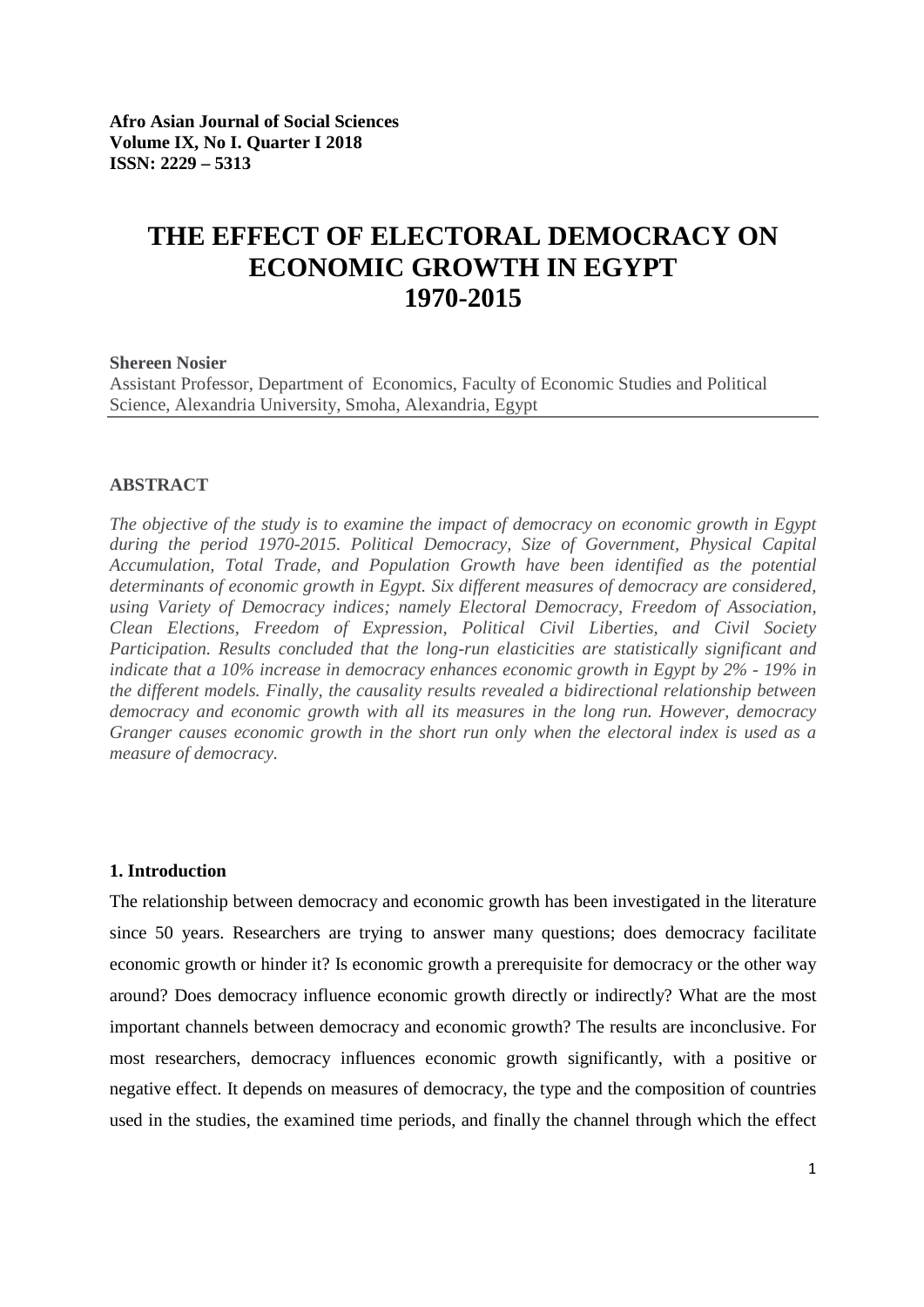**Afro Asian Journal of Social Sciences**
**Volume IX, No I. Quarter I 2018**
**ISSN: 2229 – 5313**

# THE EFFECT OF ELECTORAL DEMOCRACY ON ECONOMIC GROWTH IN EGYPT 1970-2015

**Shereen Nosier**

Assistant Professor, Department of Economics, Faculty of Economic Studies and Political Science, Alexandria University, Smoha, Alexandria, Egypt

## ABSTRACT

*The objective of the study is to examine the impact of democracy on economic growth in Egypt during the period 1970-2015. Political Democracy, Size of Government, Physical Capital Accumulation, Total Trade, and Population Growth have been identified as the potential determinants of economic growth in Egypt. Six different measures of democracy are considered, using Variety of Democracy indices; namely Electoral Democracy, Freedom of Association, Clean Elections, Freedom of Expression, Political Civil Liberties, and Civil Society Participation. Results concluded that the long-run elasticities are statistically significant and indicate that a 10% increase in democracy enhances economic growth in Egypt by 2% - 19% in the different models. Finally, the causality results revealed a bidirectional relationship between democracy and economic growth with all its measures in the long run. However, democracy Granger causes economic growth in the short run only when the electoral index is used as a measure of democracy.*

## 1. Introduction

The relationship between democracy and economic growth has been investigated in the literature since 50 years. Researchers are trying to answer many questions; does democracy facilitate economic growth or hinder it? Is economic growth a prerequisite for democracy or the other way around? Does democracy influence economic growth directly or indirectly? What are the most important channels between democracy and economic growth? The results are inconclusive. For most researchers, democracy influences economic growth significantly, with a positive or negative effect. It depends on measures of democracy, the type and the composition of countries used in the studies, the examined time periods, and finally the channel through which the effect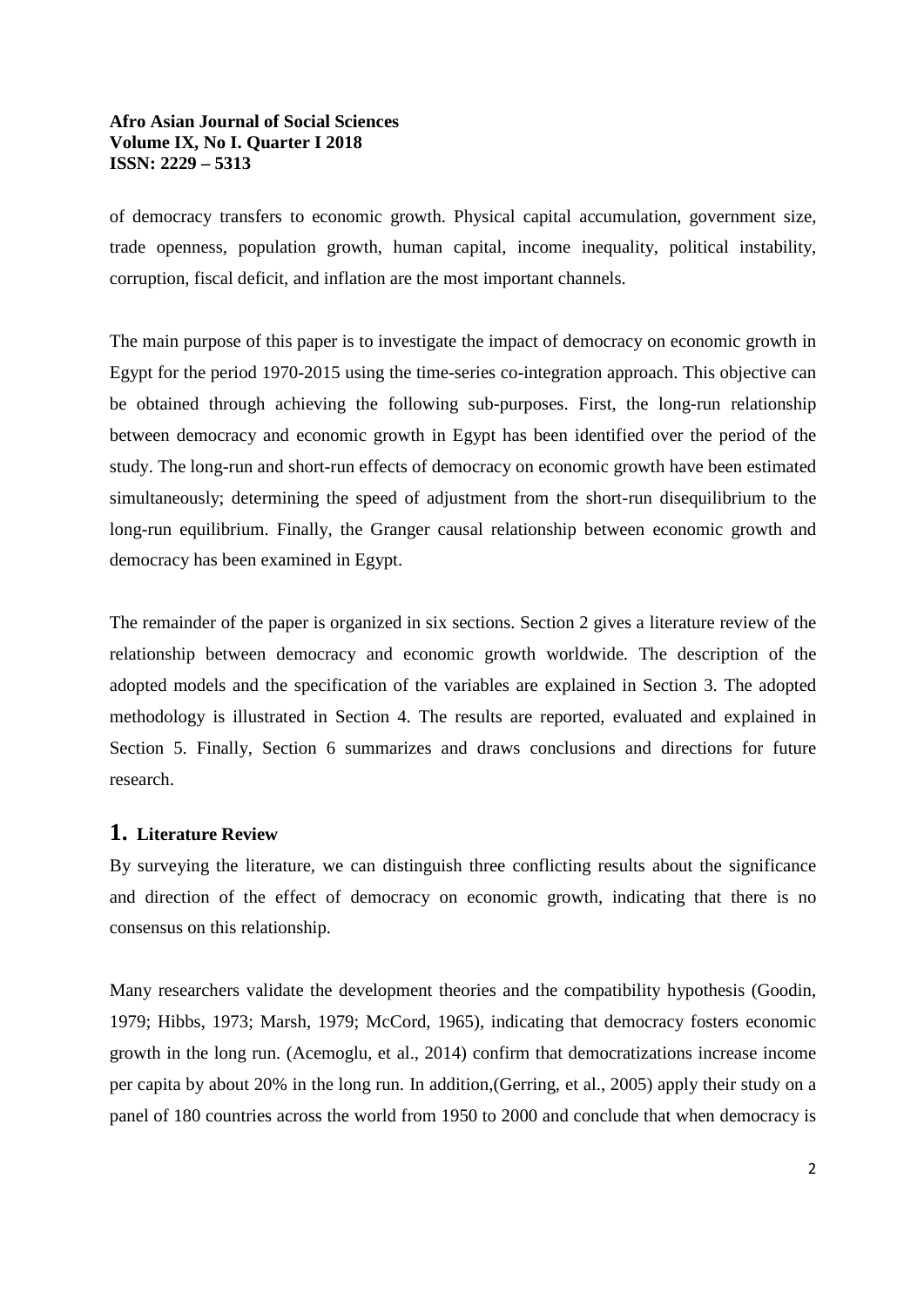of democracy transfers to economic growth. Physical capital accumulation, government size, trade openness, population growth, human capital, income inequality, political instability, corruption, fiscal deficit, and inflation are the most important channels.

The main purpose of this paper is to investigate the impact of democracy on economic growth in Egypt for the period 1970-2015 using the time-series co-integration approach. This objective can be obtained through achieving the following sub-purposes. First, the long-run relationship between democracy and economic growth in Egypt has been identified over the period of the study. The long-run and short-run effects of democracy on economic growth have been estimated simultaneously; determining the speed of adjustment from the short-run disequilibrium to the long-run equilibrium. Finally, the Granger causal relationship between economic growth and democracy has been examined in Egypt.

The remainder of the paper is organized in six sections. Section 2 gives a literature review of the relationship between democracy and economic growth worldwide. The description of the adopted models and the specification of the variables are explained in Section 3. The adopted methodology is illustrated in Section 4. The results are reported, evaluated and explained in Section 5. Finally, Section 6 summarizes and draws conclusions and directions for future research.

# 1. Literature Review

By surveying the literature, we can distinguish three conflicting results about the significance and direction of the effect of democracy on economic growth, indicating that there is no consensus on this relationship.

Many researchers validate the development theories and the compatibility hypothesis (Goodin, 1979; Hibbs, 1973; Marsh, 1979; McCord, 1965), indicating that democracy fosters economic growth in the long run. (Acemoglu, et al., 2014) confirm that democratizations increase income per capita by about 20% in the long run. In addition,(Gerring, et al., 2005) apply their study on a panel of 180 countries across the world from 1950 to 2000 and conclude that when democracy is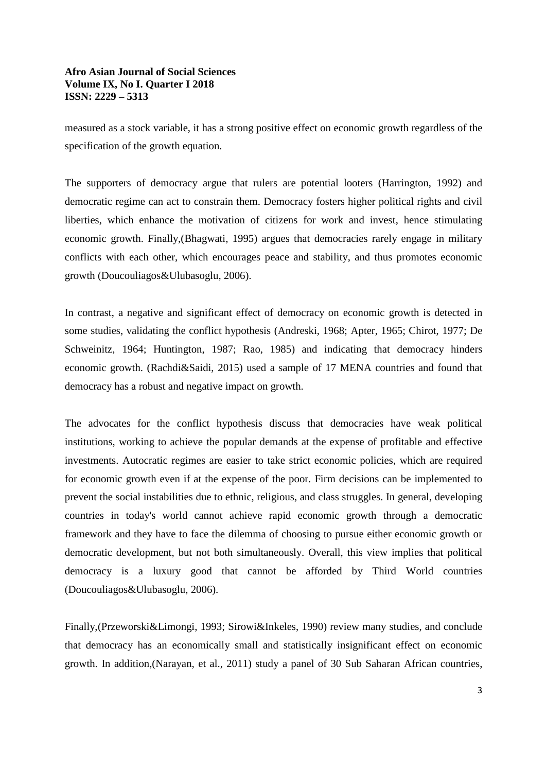measured as a stock variable, it has a strong positive effect on economic growth regardless of the specification of the growth equation.

The supporters of democracy argue that rulers are potential looters (Harrington, 1992) and democratic regime can act to constrain them. Democracy fosters higher political rights and civil liberties, which enhance the motivation of citizens for work and invest, hence stimulating economic growth. Finally,(Bhagwati, 1995) argues that democracies rarely engage in military conflicts with each other, which encourages peace and stability, and thus promotes economic growth (Doucouliagos&Ulubasoglu, 2006).

In contrast, a negative and significant effect of democracy on economic growth is detected in some studies, validating the conflict hypothesis (Andreski, 1968; Apter, 1965; Chirot, 1977; De Schweinitz, 1964; Huntington, 1987; Rao, 1985) and indicating that democracy hinders economic growth. (Rachdi&Saidi, 2015) used a sample of 17 MENA countries and found that democracy has a robust and negative impact on growth.

The advocates for the conflict hypothesis discuss that democracies have weak political institutions, working to achieve the popular demands at the expense of profitable and effective investments. Autocratic regimes are easier to take strict economic policies, which are required for economic growth even if at the expense of the poor. Firm decisions can be implemented to prevent the social instabilities due to ethnic, religious, and class struggles. In general, developing countries in today's world cannot achieve rapid economic growth through a democratic framework and they have to face the dilemma of choosing to pursue either economic growth or democratic development, but not both simultaneously. Overall, this view implies that political democracy is a luxury good that cannot be afforded by Third World countries (Doucouliagos&Ulubasoglu, 2006).

Finally,(Przeworski&Limongi, 1993; Sirowi&Inkeles, 1990) review many studies, and conclude that democracy has an economically small and statistically insignificant effect on economic growth. In addition,(Narayan, et al., 2011) study a panel of 30 Sub Saharan African countries,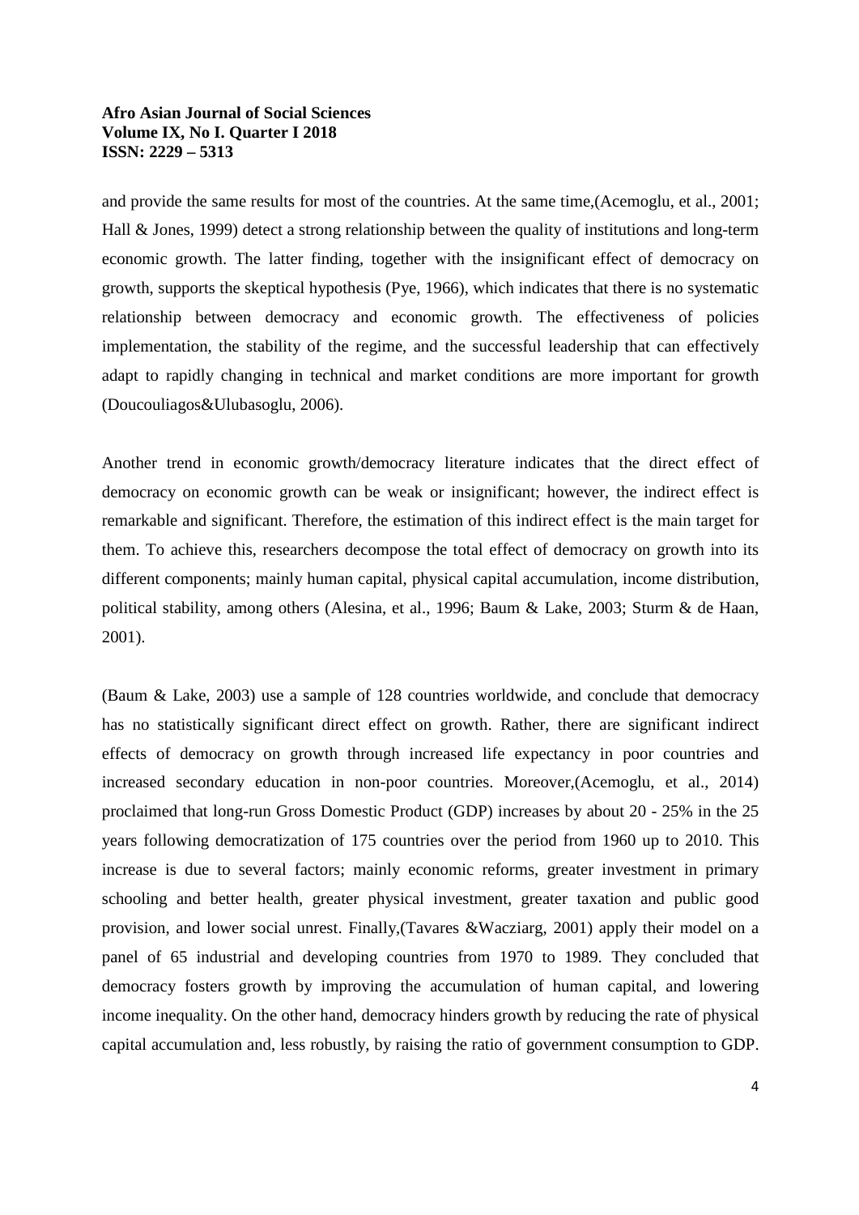and provide the same results for most of the countries. At the same time,(Acemoglu, et al., 2001; Hall & Jones, 1999) detect a strong relationship between the quality of institutions and long-term economic growth. The latter finding, together with the insignificant effect of democracy on growth, supports the skeptical hypothesis (Pye, 1966), which indicates that there is no systematic relationship between democracy and economic growth. The effectiveness of policies implementation, the stability of the regime, and the successful leadership that can effectively adapt to rapidly changing in technical and market conditions are more important for growth (Doucouliagos&Ulubasoglu, 2006).

Another trend in economic growth/democracy literature indicates that the direct effect of democracy on economic growth can be weak or insignificant; however, the indirect effect is remarkable and significant. Therefore, the estimation of this indirect effect is the main target for them. To achieve this, researchers decompose the total effect of democracy on growth into its different components; mainly human capital, physical capital accumulation, income distribution, political stability, among others (Alesina, et al., 1996; Baum & Lake, 2003; Sturm & de Haan, 2001).

(Baum & Lake, 2003) use a sample of 128 countries worldwide, and conclude that democracy has no statistically significant direct effect on growth. Rather, there are significant indirect effects of democracy on growth through increased life expectancy in poor countries and increased secondary education in non-poor countries. Moreover,(Acemoglu, et al., 2014) proclaimed that long-run Gross Domestic Product (GDP) increases by about 20 - 25% in the 25 years following democratization of 175 countries over the period from 1960 up to 2010. This increase is due to several factors; mainly economic reforms, greater investment in primary schooling and better health, greater physical investment, greater taxation and public good provision, and lower social unrest. Finally,(Tavares &Wacziarg, 2001) apply their model on a panel of 65 industrial and developing countries from 1970 to 1989. They concluded that democracy fosters growth by improving the accumulation of human capital, and lowering income inequality. On the other hand, democracy hinders growth by reducing the rate of physical capital accumulation and, less robustly, by raising the ratio of government consumption to GDP.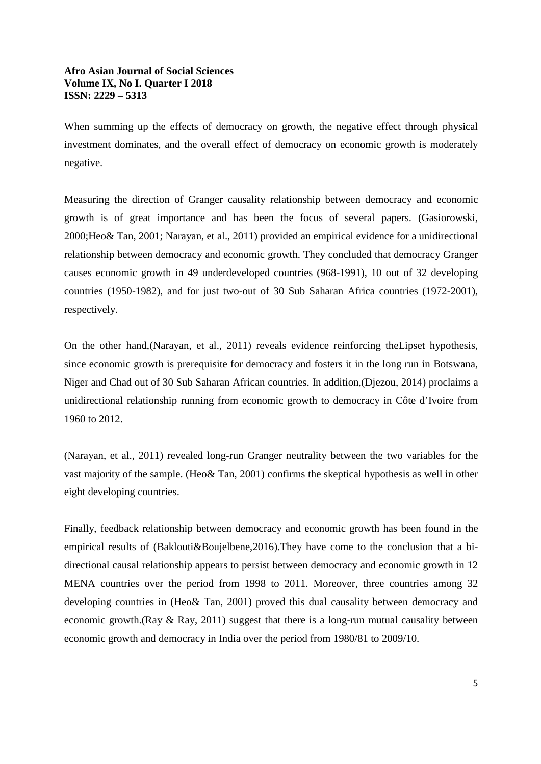When summing up the effects of democracy on growth, the negative effect through physical investment dominates, and the overall effect of democracy on economic growth is moderately negative.

Measuring the direction of Granger causality relationship between democracy and economic growth is of great importance and has been the focus of several papers. (Gasiorowski, 2000;Heo& Tan, 2001; Narayan, et al., 2011) provided an empirical evidence for a unidirectional relationship between democracy and economic growth. They concluded that democracy Granger causes economic growth in 49 underdeveloped countries (968-1991), 10 out of 32 developing countries (1950-1982), and for just two-out of 30 Sub Saharan Africa countries (1972-2001), respectively.

On the other hand,(Narayan, et al., 2011) reveals evidence reinforcing theLipset hypothesis, since economic growth is prerequisite for democracy and fosters it in the long run in Botswana, Niger and Chad out of 30 Sub Saharan African countries. In addition,(Djezou, 2014) proclaims a unidirectional relationship running from economic growth to democracy in Côte d'Ivoire from 1960 to 2012.

(Narayan, et al., 2011) revealed long-run Granger neutrality between the two variables for the vast majority of the sample. (Heo& Tan, 2001) confirms the skeptical hypothesis as well in other eight developing countries.

Finally, feedback relationship between democracy and economic growth has been found in the empirical results of (Baklouti&Boujelbene,2016).They have come to the conclusion that a bi-directional causal relationship appears to persist between democracy and economic growth in 12 MENA countries over the period from 1998 to 2011. Moreover, three countries among 32 developing countries in (Heo& Tan, 2001) proved this dual causality between democracy and economic growth.(Ray & Ray, 2011) suggest that there is a long-run mutual causality between economic growth and democracy in India over the period from 1980/81 to 2009/10.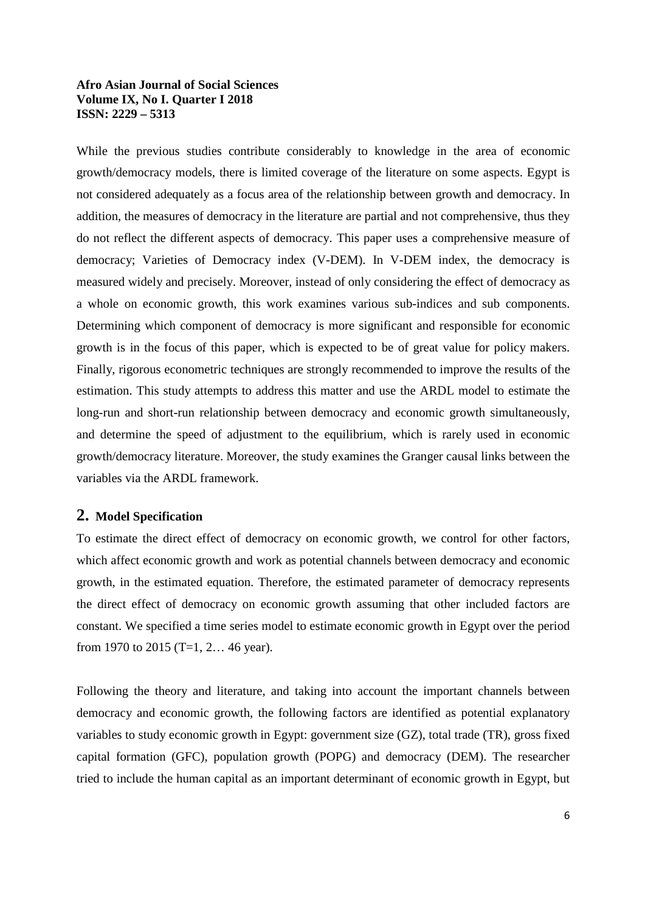While the previous studies contribute considerably to knowledge in the area of economic growth/democracy models, there is limited coverage of the literature on some aspects. Egypt is not considered adequately as a focus area of the relationship between growth and democracy. In addition, the measures of democracy in the literature are partial and not comprehensive, thus they do not reflect the different aspects of democracy. This paper uses a comprehensive measure of democracy; Varieties of Democracy index (V-DEM). In V-DEM index, the democracy is measured widely and precisely. Moreover, instead of only considering the effect of democracy as a whole on economic growth, this work examines various sub-indices and sub components. Determining which component of democracy is more significant and responsible for economic growth is in the focus of this paper, which is expected to be of great value for policy makers. Finally, rigorous econometric techniques are strongly recommended to improve the results of the estimation. This study attempts to address this matter and use the ARDL model to estimate the long-run and short-run relationship between democracy and economic growth simultaneously, and determine the speed of adjustment to the equilibrium, which is rarely used in economic growth/democracy literature. Moreover, the study examines the Granger causal links between the variables via the ARDL framework.

## 2. Model Specification

To estimate the direct effect of democracy on economic growth, we control for other factors, which affect economic growth and work as potential channels between democracy and economic growth, in the estimated equation. Therefore, the estimated parameter of democracy represents the direct effect of democracy on economic growth assuming that other included factors are constant. We specified a time series model to estimate economic growth in Egypt over the period from 1970 to 2015 (T=1, 2… 46 year).

Following the theory and literature, and taking into account the important channels between democracy and economic growth, the following factors are identified as potential explanatory variables to study economic growth in Egypt: government size (GZ), total trade (TR), gross fixed capital formation (GFC), population growth (POPG) and democracy (DEM). The researcher tried to include the human capital as an important determinant of economic growth in Egypt, but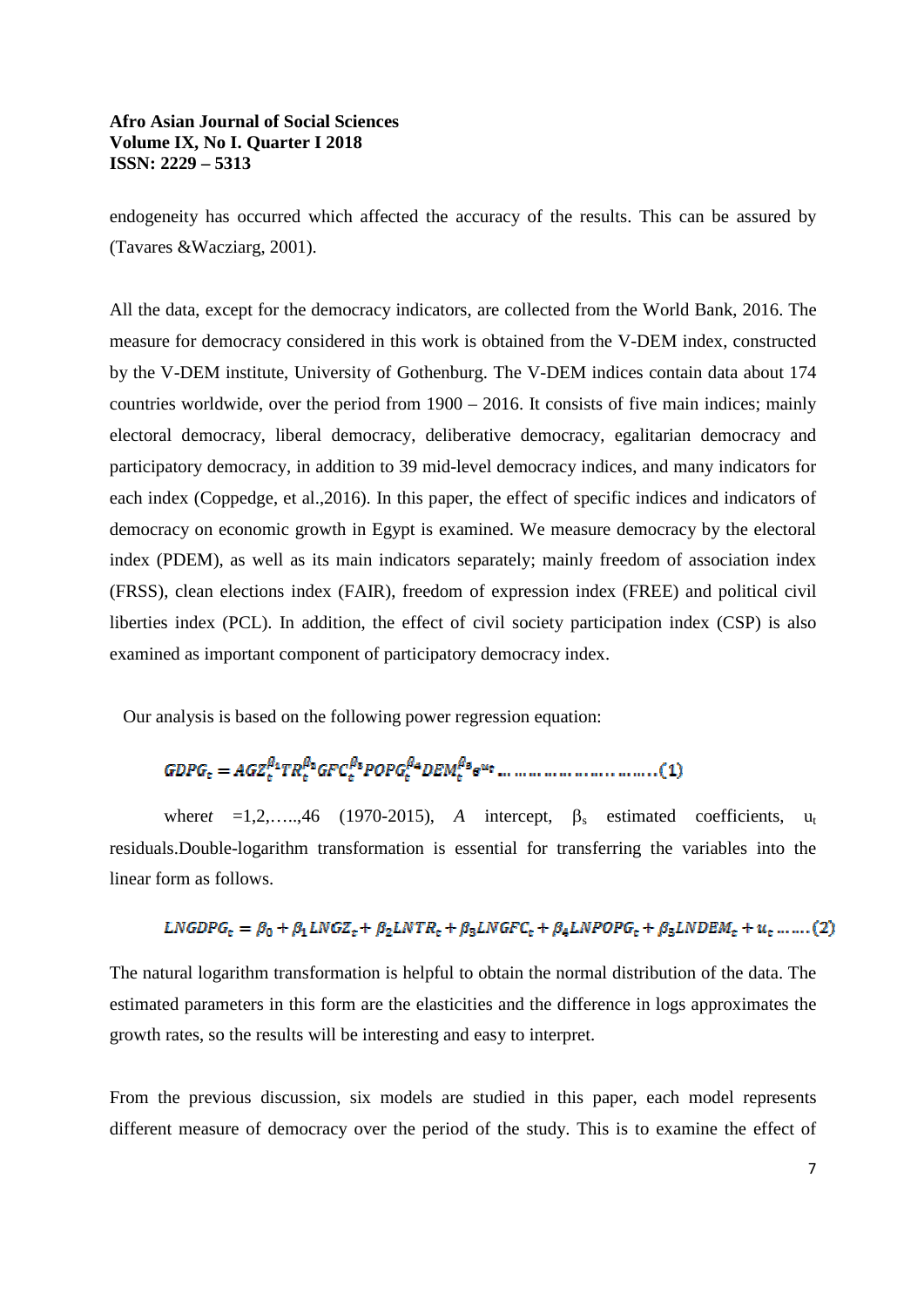endogeneity has occurred which affected the accuracy of the results. This can be assured by (Tavares &Wacziarg, 2001).

All the data, except for the democracy indicators, are collected from the World Bank, 2016. The measure for democracy considered in this work is obtained from the V-DEM index, constructed by the V-DEM institute, University of Gothenburg. The V-DEM indices contain data about 174 countries worldwide, over the period from 1900 – 2016. It consists of five main indices; mainly electoral democracy, liberal democracy, deliberative democracy, egalitarian democracy and participatory democracy, in addition to 39 mid-level democracy indices, and many indicators for each index (Coppedge, et al.,2016). In this paper, the effect of specific indices and indicators of democracy on economic growth in Egypt is examined. We measure democracy by the electoral index (PDEM), as well as its main indicators separately; mainly freedom of association index (FRSS), clean elections index (FAIR), freedom of expression index (FREE) and political civil liberties index (PCL). In addition, the effect of civil society participation index (CSP) is also examined as important component of participatory democracy index.

Our analysis is based on the following power regression equation:

$$GDPG_t = AGZ_t^{\beta_1} TR_t^{\beta_2} GFC_t^{\beta_3} POPG_t^{\beta_4} DEM_t^{\beta_5} e^{u_t} \ldots\ldots\ldots\ldots\ldots\ldots\ldots\ldots(1)$$

where $t$ =1,2,…..,46 (1970-2015), $A$ intercept, $\beta_s$ estimated coefficients, $u_t$ residuals.Double-logarithm transformation is essential for transferring the variables into the linear form as follows.

$$LNGDPG_t = \beta_0 + \beta_1 LNGZ_t + \beta_2 LNTR_t + \beta_3 LNGFC_t + \beta_4 LNPOPG_t + \beta_5 LNDEM_t + u_t \ldots\ldots(2)$$

The natural logarithm transformation is helpful to obtain the normal distribution of the data. The estimated parameters in this form are the elasticities and the difference in logs approximates the growth rates, so the results will be interesting and easy to interpret.

From the previous discussion, six models are studied in this paper, each model represents different measure of democracy over the period of the study. This is to examine the effect of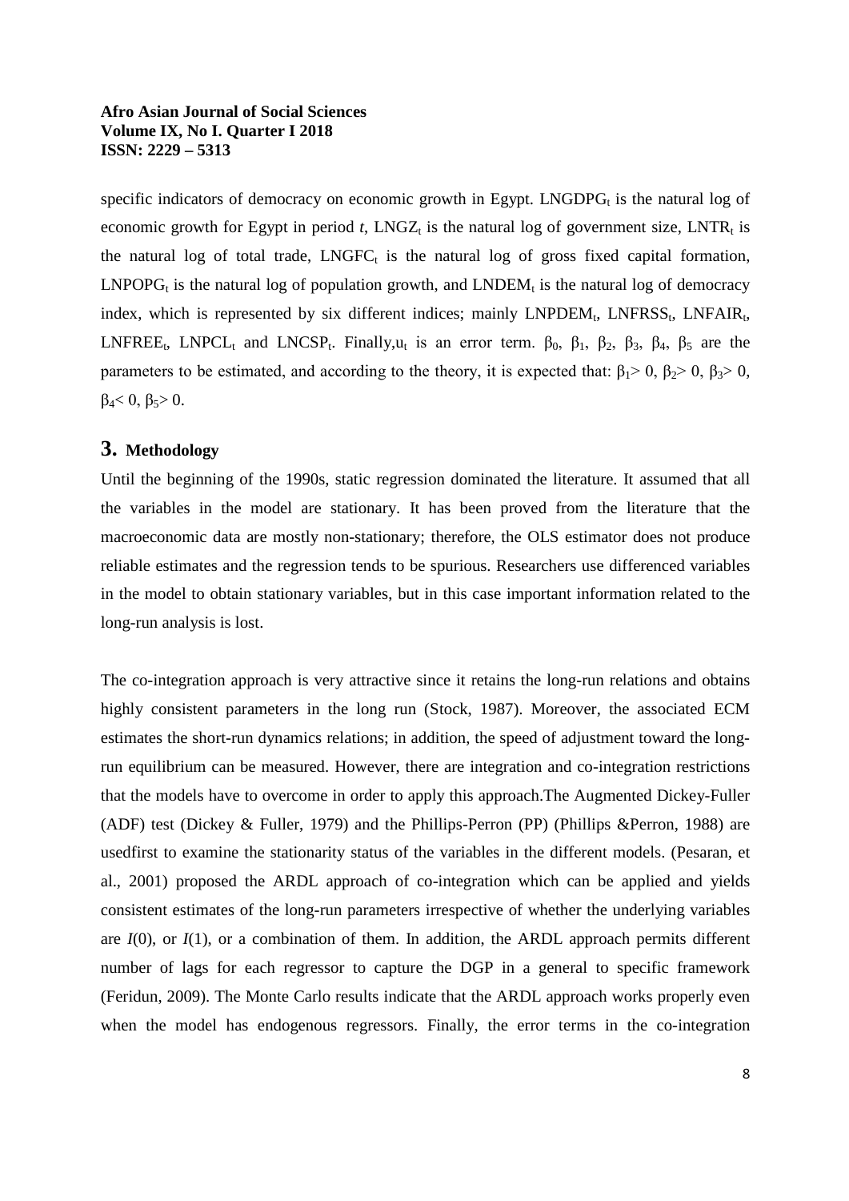specific indicators of democracy on economic growth in Egypt. $LNGDPG_t$ is the natural log of economic growth for Egypt in period *t*, $LNGZ_t$ is the natural log of government size, $LNTR_t$ is the natural log of total trade, $LNGFC_t$ is the natural log of gross fixed capital formation, $LNPOPG_t$ is the natural log of population growth, and $LNDEM_t$ is the natural log of democracy index, which is represented by six different indices; mainly $LNPDEM_t$, $LNFRSS_t$, $LNFAIR_t$, $LNFREE_t$, $LNPCL_t$ and $LNCSP_t$. Finally,$u_t$ is an error term. $\beta_0$, $\beta_1$, $\beta_2$, $\beta_3$, $\beta_4$, $\beta_5$ are the parameters to be estimated, and according to the theory, it is expected that: $\beta_1 > 0$, $\beta_2 > 0$, $\beta_3 > 0$, $\beta_4 < 0$, $\beta_5 > 0$.

## 3. Methodology

Until the beginning of the 1990s, static regression dominated the literature. It assumed that all the variables in the model are stationary. It has been proved from the literature that the macroeconomic data are mostly non-stationary; therefore, the OLS estimator does not produce reliable estimates and the regression tends to be spurious. Researchers use differenced variables in the model to obtain stationary variables, but in this case important information related to the long-run analysis is lost.

The co-integration approach is very attractive since it retains the long-run relations and obtains highly consistent parameters in the long run (Stock, 1987). Moreover, the associated ECM estimates the short-run dynamics relations; in addition, the speed of adjustment toward the long-run equilibrium can be measured. However, there are integration and co-integration restrictions that the models have to overcome in order to apply this approach.The Augmented Dickey-Fuller (ADF) test (Dickey & Fuller, 1979) and the Phillips-Perron (PP) (Phillips &Perron, 1988) are usedfirst to examine the stationarity status of the variables in the different models. (Pesaran, et al., 2001) proposed the ARDL approach of co-integration which can be applied and yields consistent estimates of the long-run parameters irrespective of whether the underlying variables are *I*(0), or *I*(1), or a combination of them. In addition, the ARDL approach permits different number of lags for each regressor to capture the DGP in a general to specific framework (Feridun, 2009). The Monte Carlo results indicate that the ARDL approach works properly even when the model has endogenous regressors. Finally, the error terms in the co-integration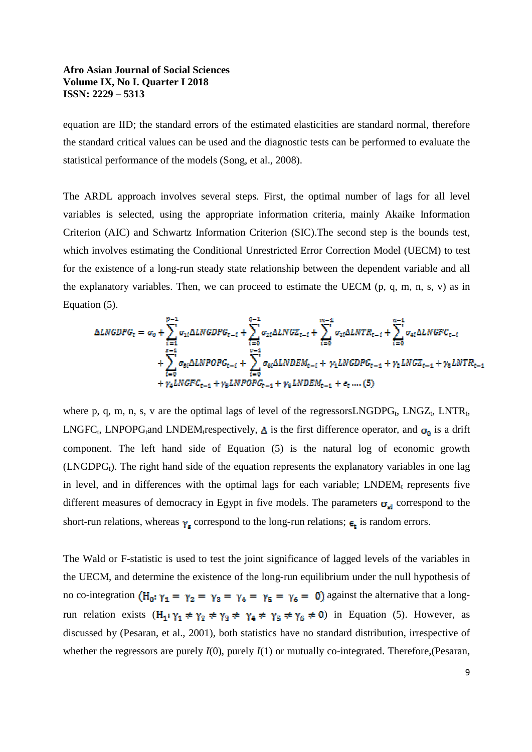equation are IID; the standard errors of the estimated elasticities are standard normal, therefore the standard critical values can be used and the diagnostic tests can be performed to evaluate the statistical performance of the models (Song, et al., 2008).

The ARDL approach involves several steps. First, the optimal number of lags for all level variables is selected, using the appropriate information criteria, mainly Akaike Information Criterion (AIC) and Schwartz Information Criterion (SIC).The second step is the bounds test, which involves estimating the Conditional Unrestricted Error Correction Model (UECM) to test for the existence of a long-run steady state relationship between the dependent variable and all the explanatory variables. Then, we can proceed to estimate the UECM (p, q, m, n, s, v) as in Equation (5).

$$\Delta LNGDPG_t = \sigma_0 + \sum_{i=1}^{p-1} \sigma_{1i} \Delta LNGDPG_{t-i} + \sum_{i=0}^{q-1} \sigma_{2i} \Delta LNGZ_{t-i} + \sum_{i=0}^{m-1} \sigma_{3i} \Delta LNTR_{t-i} + \sum_{i=0}^{n-1} \sigma_{4i} \Delta LNGFC_{t-i} + \sum_{i=0}^{s-1} \sigma_{5i} \Delta LNPOPG_{t-i} + \sum_{i=0}^{v-1} \sigma_{6i} \Delta LNDEM_{t-i} + \gamma_1 LNGDPG_{t-1} + \gamma_2 LNGZ_{t-1} + \gamma_3 LNTR_{t-1} + \gamma_4 LNGFC_{t-1} + \gamma_5 LNPOPG_{t-1} + \gamma_6 LNDEM_{t-1} + e_t \text{ .... (5)}$$

where p, q, m, n, s, v are the optimal lags of level of the regressors$LNGDPG_t$, $LNGZ_t$, $LNTR_t$, $LNGFC_t$, $LNPOPG_t$and $LNDEM_t$respectively, $\Delta$ is the first difference operator, and $\sigma_0$ is a drift component. The left hand side of Equation (5) is the natural log of economic growth ($LNGDPG_t$). The right hand side of the equation represents the explanatory variables in one lag in level, and in differences with the optimal lags for each variable; $LNDEM_t$ represents five different measures of democracy in Egypt in five models. The parameters $\sigma_{si}$ correspond to the short-run relations, whereas $\gamma_s$ correspond to the long-run relations; $\epsilon_t$ is random errors.

The Wald or F-statistic is used to test the joint significance of lagged levels of the variables in the UECM, and determine the existence of the long-run equilibrium under the null hypothesis of no co-integration $(H_0: \gamma_1 = \gamma_2 = \gamma_3 = \gamma_4 = \gamma_5 = \gamma_6 = 0)$ against the alternative that a long-run relation exists $(H_1: \gamma_1 \neq \gamma_2 \neq \gamma_3 \neq \gamma_4 \neq \gamma_5 \neq \gamma_6 \neq 0)$ in Equation (5). However, as discussed by (Pesaran, et al., 2001), both statistics have no standard distribution, irrespective of whether the regressors are purely $I(0)$, purely $I(1)$ or mutually co-integrated. Therefore,(Pesaran,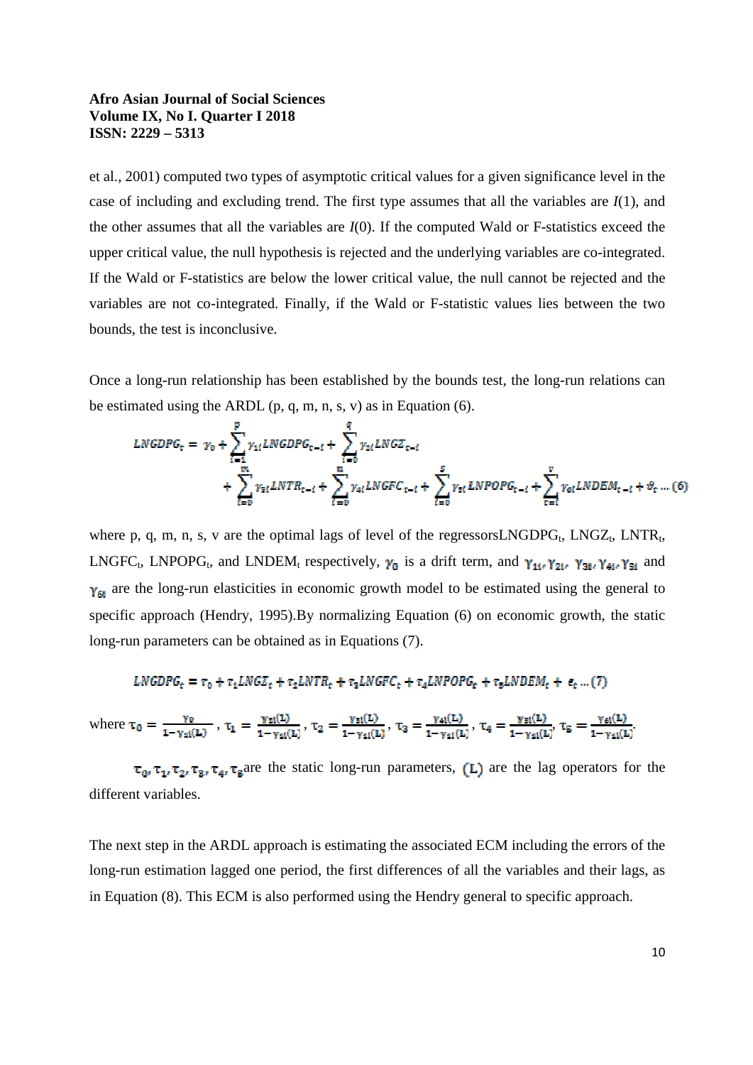et al., 2001) computed two types of asymptotic critical values for a given significance level in the case of including and excluding trend. The first type assumes that all the variables are *I*(1), and the other assumes that all the variables are *I*(0). If the computed Wald or F-statistics exceed the upper critical value, the null hypothesis is rejected and the underlying variables are co-integrated. If the Wald or F-statistics are below the lower critical value, the null cannot be rejected and the variables are not co-integrated. Finally, if the Wald or F-statistic values lies between the two bounds, the test is inconclusive.

Once a long-run relationship has been established by the bounds test, the long-run relations can be estimated using the ARDL (p, q, m, n, s, v) as in Equation (6).

$$LNGDPG_t = \gamma_0 + \sum_{i=1}^{p} \gamma_{1i} LNGDPG_{t-i} + \sum_{i=0}^{q} \gamma_{2i} LNGZ_{t-i} + \sum_{i=0}^{m} \gamma_{3i} LNTR_{t-i} + \sum_{i=0}^{n} \gamma_{4i} LNGFC_{t-i} + \sum_{i=0}^{s} \gamma_{5i} LNPOPG_{t-i} + \sum_{t=i}^{v} \gamma_{6i} LNDEM_{t-i} + \vartheta_t \ldots (6)$$

where p, q, m, n, s, v are the optimal lags of level of the regressorsLNGDPG$_t$, LNGZ$_t$, LNTR$_t$, LNGFC$_t$, LNPOPG$_t$, and LNDEM$_t$ respectively, $\gamma_0$ is a drift term, and $\gamma_{1i}, \gamma_{2i}, \gamma_{3i}, \gamma_{4i}, \gamma_{5i}$ and $\gamma_{6i}$ are the long-run elasticities in economic growth model to be estimated using the general to specific approach (Hendry, 1995).By normalizing Equation (6) on economic growth, the static long-run parameters can be obtained as in Equations (7).

$$LNGDPG_t = \tau_0 + \tau_1 LNGZ_t + \tau_2 LNTR_t + \tau_3 LNGFC_t + \tau_4 LNPOPG_t + \tau_5 LNDEM_t + \varepsilon_t \ldots (7)$$

where $\tau_0 = \frac{\gamma_0}{1-\gamma_{1i}(L)}$, $\tau_1 = \frac{\gamma_{2i}(L)}{1-\gamma_{1i}(L)}$, $\tau_2 = \frac{\gamma_{3i}(L)}{1-\gamma_{1i}(L)}$, $\tau_3 = \frac{\gamma_{4i}(L)}{1-\gamma_{1i}(L)}$, $\tau_4 = \frac{\gamma_{5i}(L)}{1-\gamma_{1i}(L)}$, $\tau_5 = \frac{\gamma_{6i}(L)}{1-\gamma_{1i}(L)}$.

$\tau_0, \tau_1, \tau_2, \tau_3, \tau_4, \tau_5$ are the static long-run parameters, $(L)$ are the lag operators for the different variables.

The next step in the ARDL approach is estimating the associated ECM including the errors of the long-run estimation lagged one period, the first differences of all the variables and their lags, as in Equation (8). This ECM is also performed using the Hendry general to specific approach.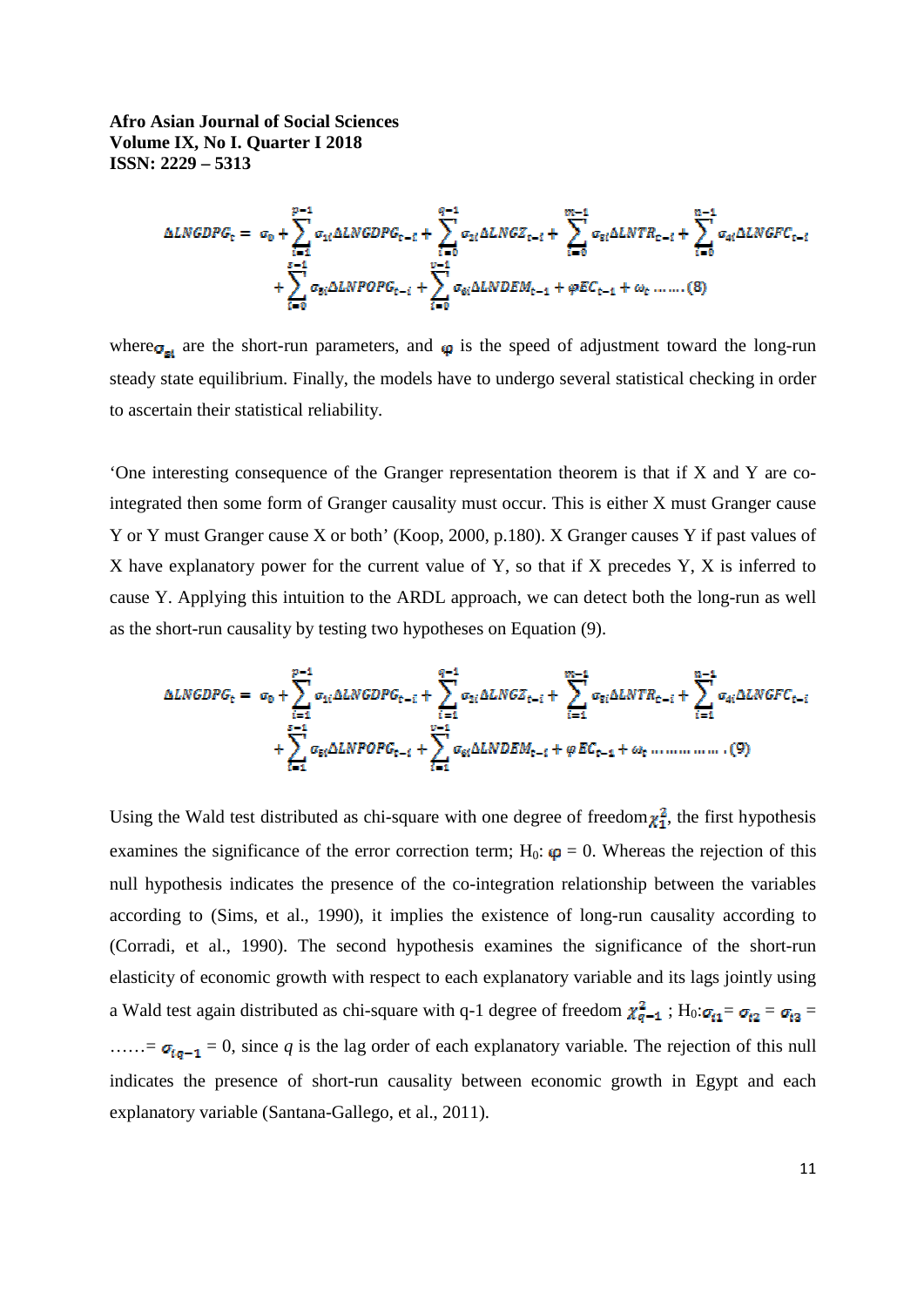$$\Delta LNGDPG_t = \sigma_0 + \sum_{i=1}^{p-1} \sigma_{1i} \Delta LNGDPG_{t-i} + \sum_{i=0}^{q-1} \sigma_{2i} \Delta LNGZ_{t-i} + \sum_{i=0}^{m-1} \sigma_{3i} \Delta LNTR_{t-i} + \sum_{i=0}^{n-1} \sigma_{4i} \Delta LNGFC_{t-i} + \sum_{i=0}^{s-1} \sigma_{5i} \Delta LNPOPG_{t-i} + \sum_{i=0}^{v-1} \sigma_{6i} \Delta LNDEM_{t-1} + \varphi EC_{t-1} + \omega_t \ldots\ldots (8)$$

where $\sigma_{gi}$ are the short-run parameters, and $\varphi$ is the speed of adjustment toward the long-run steady state equilibrium. Finally, the models have to undergo several statistical checking in order to ascertain their statistical reliability.

'One interesting consequence of the Granger representation theorem is that if X and Y are co-integrated then some form of Granger causality must occur. This is either X must Granger cause Y or Y must Granger cause X or both' (Koop, 2000, p.180). X Granger causes Y if past values of X have explanatory power for the current value of Y, so that if X precedes Y, X is inferred to cause Y. Applying this intuition to the ARDL approach, we can detect both the long-run as well as the short-run causality by testing two hypotheses on Equation (9).

$$\Delta LNGDPG_t = \sigma_0 + \sum_{i=1}^{p-1} \sigma_{1i} \Delta LNGDPG_{t-i} + \sum_{i=1}^{q-1} \sigma_{2i} \Delta LNGZ_{t-i} + \sum_{i=1}^{m-1} \sigma_{3i} \Delta LNTR_{t-i} + \sum_{i=1}^{n-1} \sigma_{4i} \Delta LNGFC_{t-i} + \sum_{i=1}^{s-1} \sigma_{5i} \Delta LNPOPG_{t-i} + \sum_{i=1}^{v-1} \sigma_{6i} \Delta LNDEM_{t-i} + \varphi EC_{t-1} + \omega_t \ldots\ldots\ldots\ldots (9)$$

Using the Wald test distributed as chi-square with one degree of freedom $\chi_1^2$, the first hypothesis examines the significance of the error correction term; $H_0$: $\varphi = 0$. Whereas the rejection of this null hypothesis indicates the presence of the co-integration relationship between the variables according to (Sims, et al., 1990), it implies the existence of long-run causality according to (Corradi, et al., 1990). The second hypothesis examines the significance of the short-run elasticity of economic growth with respect to each explanatory variable and its lags jointly using a Wald test again distributed as chi-square with q-1 degree of freedom $\chi_{q-1}^2$ ; $H_0$: $\sigma_{i1} = \sigma_{i2} = \sigma_{i3} = \ldots\ldots = \sigma_{iq-1} = 0$, since $q$ is the lag order of each explanatory variable. The rejection of this null indicates the presence of short-run causality between economic growth in Egypt and each explanatory variable (Santana-Gallego, et al., 2011).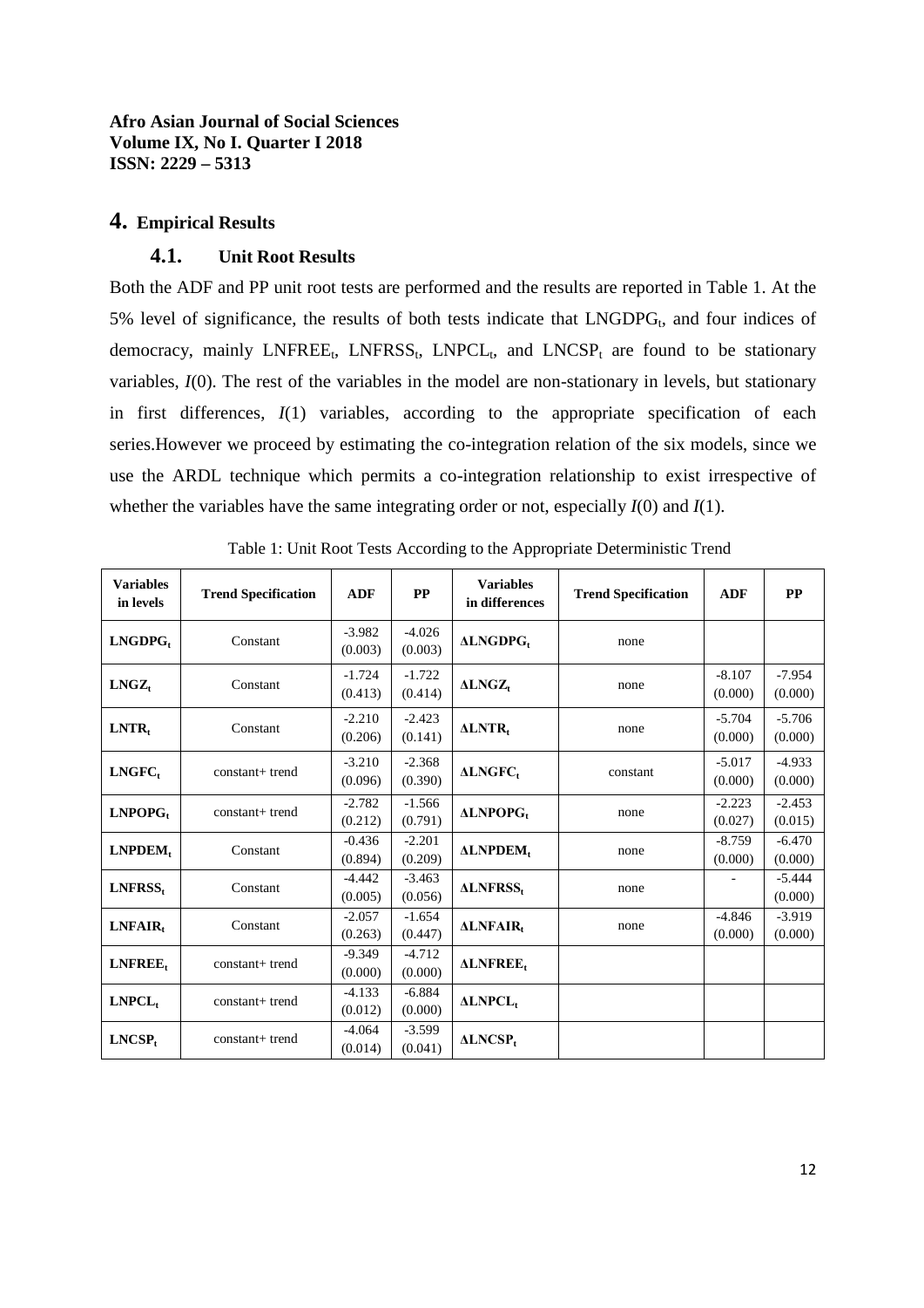## 4. Empirical Results

### 4.1. Unit Root Results

Both the ADF and PP unit root tests are performed and the results are reported in Table 1. At the 5% level of significance, the results of both tests indicate that $LNGDPG_t$, and four indices of democracy, mainly $LNFREE_t$, $LNFRSS_t$, $LNPCL_t$, and $LNCSP_t$ are found to be stationary variables, $I(0)$. The rest of the variables in the model are non-stationary in levels, but stationary in first differences, $I(1)$ variables, according to the appropriate specification of each series.However we proceed by estimating the co-integration relation of the six models, since we use the ARDL technique which permits a co-integration relationship to exist irrespective of whether the variables have the same integrating order or not, especially $I(0)$ and $I(1)$.

Table 1: Unit Root Tests According to the Appropriate Deterministic Trend

| Variables in levels | Trend Specification | ADF | PP | Variables in differences | Trend Specification | ADF | PP |
|---|---|---|---|---|---|---|---|
| $LNGDPG_t$ | Constant | -3.982 (0.003) | -4.026 (0.003) | $\Delta LNGDPG_t$ | none | | |
| $LNGZ_t$ | Constant | -1.724 (0.413) | -1.722 (0.414) | $\Delta LNGZ_t$ | none | -8.107 (0.000) | -7.954 (0.000) |
| $LNTR_t$ | Constant | -2.210 (0.206) | -2.423 (0.141) | $\Delta LNTR_t$ | none | -5.704 (0.000) | -5.706 (0.000) |
| $LNGFC_t$ | constant+ trend | -3.210 (0.096) | -2.368 (0.390) | $\Delta LNGFC_t$ | constant | -5.017 (0.000) | -4.933 (0.000) |
| $LNPOPG_t$ | constant+ trend | -2.782 (0.212) | -1.566 (0.791) | $\Delta LNPOPG_t$ | none | -2.223 (0.027) | -2.453 (0.015) |
| $LNPDEM_t$ | Constant | -0.436 (0.894) | -2.201 (0.209) | $\Delta LNPDEM_t$ | none | -8.759 (0.000) | -6.470 (0.000) |
| $LNFRSS_t$ | Constant | -4.442 (0.005) | -3.463 (0.056) | $\Delta LNFRSS_t$ | none | - | -5.444 (0.000) |
| $LNFAIR_t$ | Constant | -2.057 (0.263) | -1.654 (0.447) | $\Delta LNFAIR_t$ | none | -4.846 (0.000) | -3.919 (0.000) |
| $LNFREE_t$ | constant+ trend | -9.349 (0.000) | -4.712 (0.000) | $\Delta LNFREE_t$ | | | |
| $LNPCL_t$ | constant+ trend | -4.133 (0.012) | -6.884 (0.000) | $\Delta LNPCL_t$ | | | |
| $LNCSP_t$ | constant+ trend | -4.064 (0.014) | -3.599 (0.041) | $\Delta LNCSP_t$ | | | |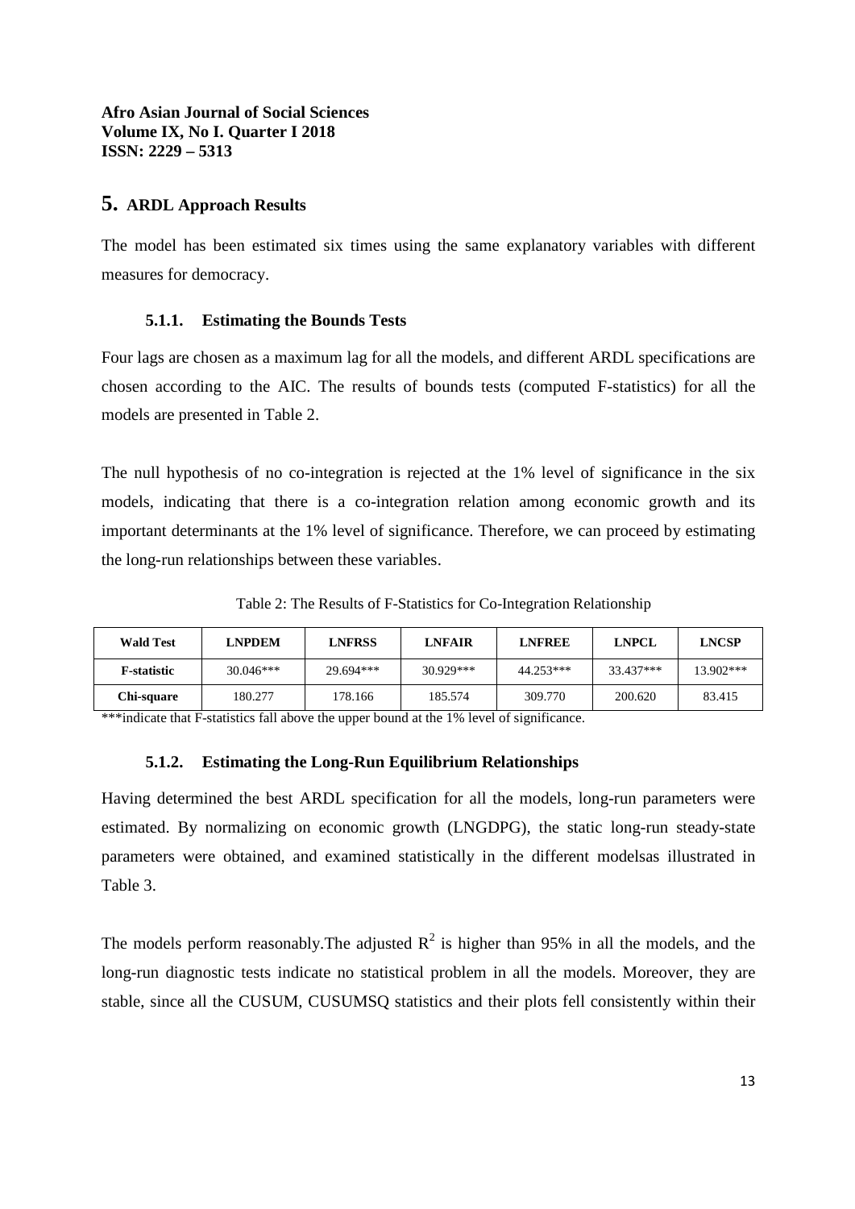## 5. ARDL Approach Results

The model has been estimated six times using the same explanatory variables with different measures for democracy.

### 5.1.1. Estimating the Bounds Tests

Four lags are chosen as a maximum lag for all the models, and different ARDL specifications are chosen according to the AIC. The results of bounds tests (computed F-statistics) for all the models are presented in Table 2.

The null hypothesis of no co-integration is rejected at the 1% level of significance in the six models, indicating that there is a co-integration relation among economic growth and its important determinants at the 1% level of significance. Therefore, we can proceed by estimating the long-run relationships between these variables.

Table 2: The Results of F-Statistics for Co-Integration Relationship

| Wald Test | LNPDEM | LNFRSS | LNFAIR | LNFREE | LNPCL | LNCSP |
|---|---|---|---|---|---|---|
| **F-statistic** | 30.046*** | 29.694*** | 30.929*** | 44.253*** | 33.437*** | 13.902*** |
| **Chi-square** | 180.277 | 178.166 | 185.574 | 309.770 | 200.620 | 83.415 |

***indicate that F-statistics fall above the upper bound at the 1% level of significance.

### 5.1.2. Estimating the Long-Run Equilibrium Relationships

Having determined the best ARDL specification for all the models, long-run parameters were estimated. By normalizing on economic growth (LNGDPG), the static long-run steady-state parameters were obtained, and examined statistically in the different modelsas illustrated in Table 3.

The models perform reasonably.The adjusted $R^2$ is higher than 95% in all the models, and the long-run diagnostic tests indicate no statistical problem in all the models. Moreover, they are stable, since all the CUSUM, CUSUMSQ statistics and their plots fell consistently within their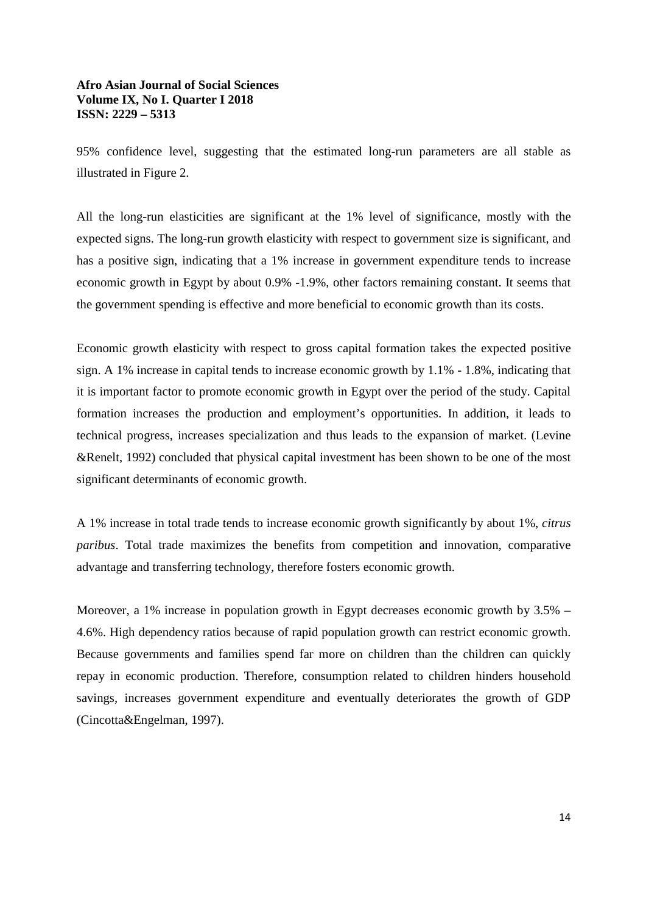95% confidence level, suggesting that the estimated long-run parameters are all stable as illustrated in Figure 2.

All the long-run elasticities are significant at the 1% level of significance, mostly with the expected signs. The long-run growth elasticity with respect to government size is significant, and has a positive sign, indicating that a 1% increase in government expenditure tends to increase economic growth in Egypt by about 0.9% -1.9%, other factors remaining constant. It seems that the government spending is effective and more beneficial to economic growth than its costs.

Economic growth elasticity with respect to gross capital formation takes the expected positive sign. A 1% increase in capital tends to increase economic growth by 1.1% - 1.8%, indicating that it is important factor to promote economic growth in Egypt over the period of the study. Capital formation increases the production and employment's opportunities. In addition, it leads to technical progress, increases specialization and thus leads to the expansion of market. (Levine &Renelt, 1992) concluded that physical capital investment has been shown to be one of the most significant determinants of economic growth.

A 1% increase in total trade tends to increase economic growth significantly by about 1%, *citrus paribus*. Total trade maximizes the benefits from competition and innovation, comparative advantage and transferring technology, therefore fosters economic growth.

Moreover, a 1% increase in population growth in Egypt decreases economic growth by 3.5% – 4.6%. High dependency ratios because of rapid population growth can restrict economic growth. Because governments and families spend far more on children than the children can quickly repay in economic production. Therefore, consumption related to children hinders household savings, increases government expenditure and eventually deteriorates the growth of GDP (Cincotta&Engelman, 1997).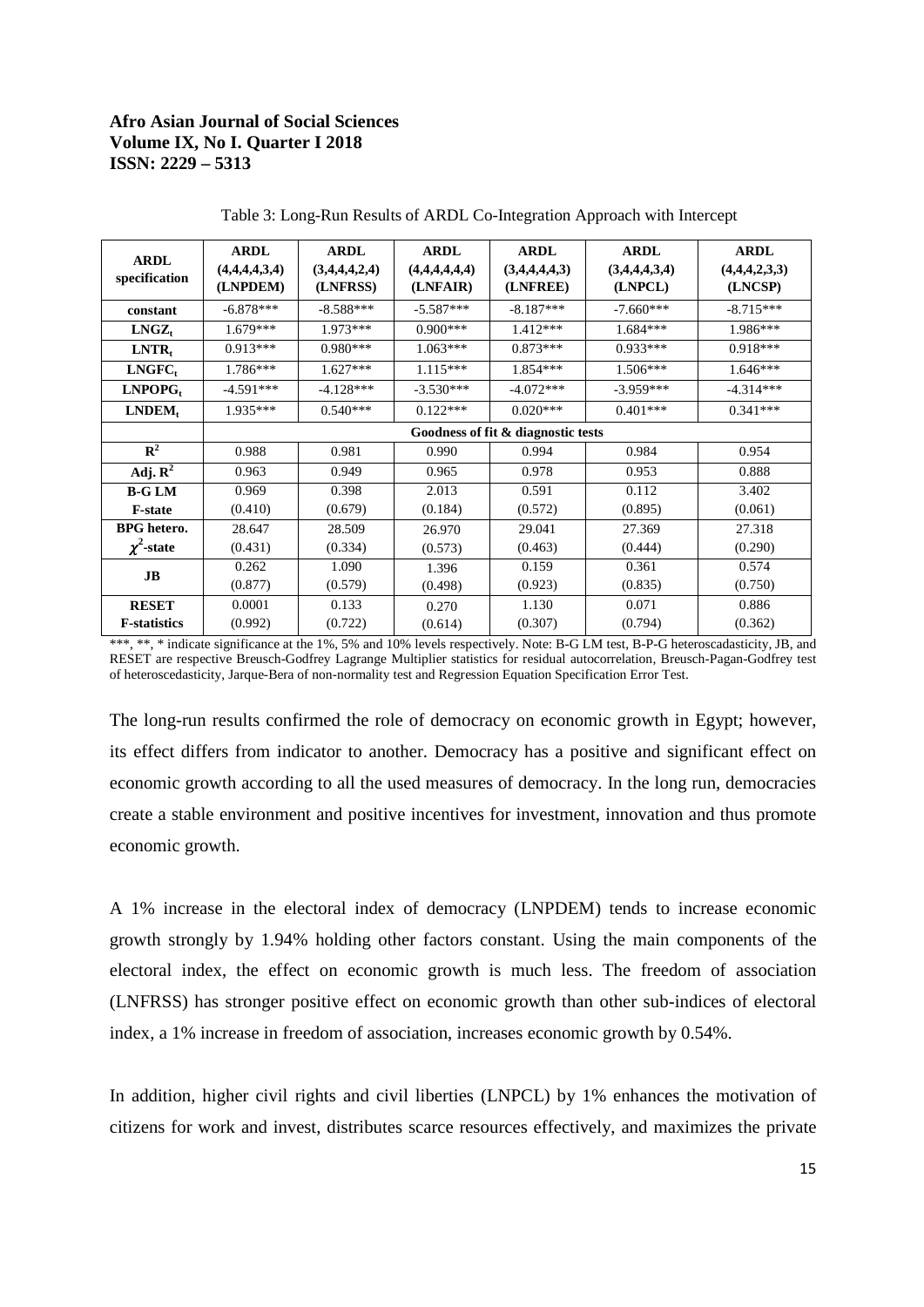Table 3: Long-Run Results of ARDL Co-Integration Approach with Intercept

| ARDL specification | ARDL (4,4,4,4,3,4) (LNPDEM) | ARDL (3,4,4,4,2,4) (LNFRSS) | ARDL (4,4,4,4,4,4) (LNFAIR) | ARDL (3,4,4,4,4,3) (LNFREE) | ARDL (3,4,4,4,3,4) (LNPCL) | ARDL (4,4,4,2,3,3) (LNCSP) |
|---|---|---|---|---|---|---|
| constant | -6.878*** | -8.588*** | -5.587*** | -8.187*** | -7.660*** | -8.715*** |
| $LNGZ_t$ | 1.679*** | 1.973*** | 0.900*** | 1.412*** | 1.684*** | 1.986*** |
| $LNTR_t$ | 0.913*** | 0.980*** | 1.063*** | 0.873*** | 0.933*** | 0.918*** |
| $LNGFC_t$ | 1.786*** | 1.627*** | 1.115*** | 1.854*** | 1.506*** | 1.646*** |
| $LNPOPG_t$ | -4.591*** | -4.128*** | -3.530*** | -4.072*** | -3.959*** | -4.314*** |
| $LNDEM_t$ | 1.935*** | 0.540*** | 0.122*** | 0.020*** | 0.401*** | 0.341*** |
| | **Goodness of fit & diagnostic tests** | | | | | |
| $R^2$ | 0.988 | 0.981 | 0.990 | 0.994 | 0.984 | 0.954 |
| Adj. $R^2$ | 0.963 | 0.949 | 0.965 | 0.978 | 0.953 | 0.888 |
| B-G LM F-state | 0.969 (0.410) | 0.398 (0.679) | 2.013 (0.184) | 0.591 (0.572) | 0.112 (0.895) | 3.402 (0.061) |
| BPG hetero. $\chi^2$-state | 28.647 (0.431) | 28.509 (0.334) | 26.970 (0.573) | 29.041 (0.463) | 27.369 (0.444) | 27.318 (0.290) |
| JB | 0.262 (0.877) | 1.090 (0.579) | 1.396 (0.498) | 0.159 (0.923) | 0.361 (0.835) | 0.574 (0.750) |
| RESET F-statistics | 0.0001 (0.992) | 0.133 (0.722) | 0.270 (0.614) | 1.130 (0.307) | 0.071 (0.794) | 0.886 (0.362) |

***, **, * indicate significance at the 1%, 5% and 10% levels respectively. Note: B-G LM test, B-P-G heteroscadasticity, JB, and RESET are respective Breusch-Godfrey Lagrange Multiplier statistics for residual autocorrelation, Breusch-Pagan-Godfrey test of heteroscedasticity, Jarque-Bera of non-normality test and Regression Equation Specification Error Test.

The long-run results confirmed the role of democracy on economic growth in Egypt; however, its effect differs from indicator to another. Democracy has a positive and significant effect on economic growth according to all the used measures of democracy. In the long run, democracies create a stable environment and positive incentives for investment, innovation and thus promote economic growth.

A 1% increase in the electoral index of democracy (LNPDEM) tends to increase economic growth strongly by 1.94% holding other factors constant. Using the main components of the electoral index, the effect on economic growth is much less. The freedom of association (LNFRSS) has stronger positive effect on economic growth than other sub-indices of electoral index, a 1% increase in freedom of association, increases economic growth by 0.54%.

In addition, higher civil rights and civil liberties (LNPCL) by 1% enhances the motivation of citizens for work and invest, distributes scarce resources effectively, and maximizes the private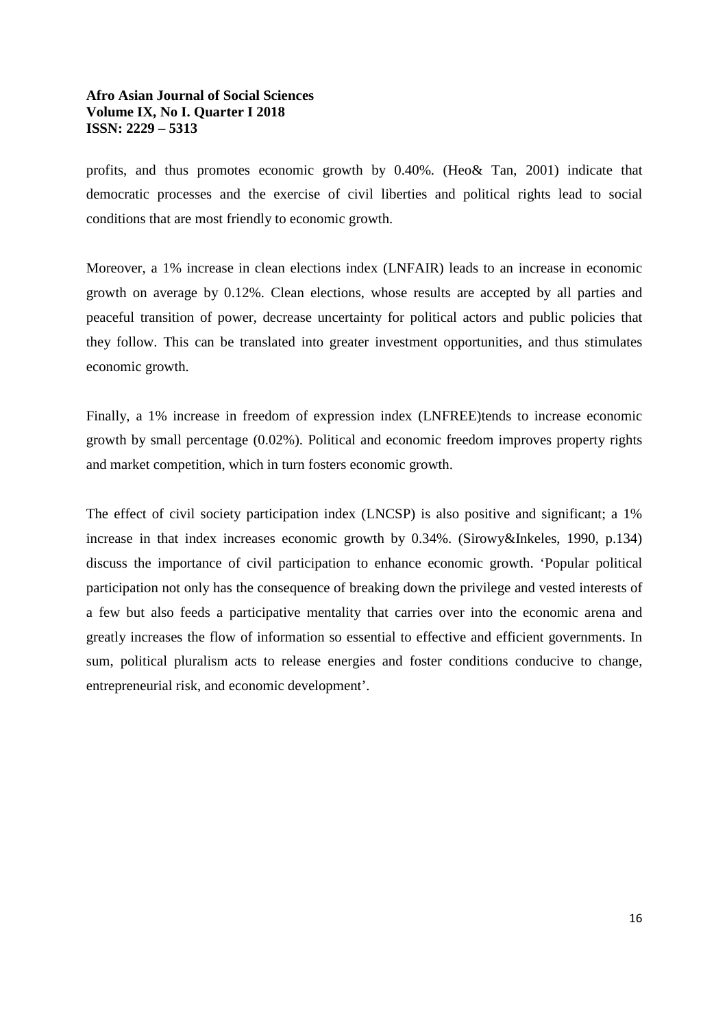profits, and thus promotes economic growth by 0.40%. (Heo& Tan, 2001) indicate that democratic processes and the exercise of civil liberties and political rights lead to social conditions that are most friendly to economic growth.

Moreover, a 1% increase in clean elections index (LNFAIR) leads to an increase in economic growth on average by 0.12%. Clean elections, whose results are accepted by all parties and peaceful transition of power, decrease uncertainty for political actors and public policies that they follow. This can be translated into greater investment opportunities, and thus stimulates economic growth.

Finally, a 1% increase in freedom of expression index (LNFREE)tends to increase economic growth by small percentage (0.02%). Political and economic freedom improves property rights and market competition, which in turn fosters economic growth.

The effect of civil society participation index (LNCSP) is also positive and significant; a 1% increase in that index increases economic growth by 0.34%. (Sirowy&Inkeles, 1990, p.134) discuss the importance of civil participation to enhance economic growth. 'Popular political participation not only has the consequence of breaking down the privilege and vested interests of a few but also feeds a participative mentality that carries over into the economic arena and greatly increases the flow of information so essential to effective and efficient governments. In sum, political pluralism acts to release energies and foster conditions conducive to change, entrepreneurial risk, and economic development'.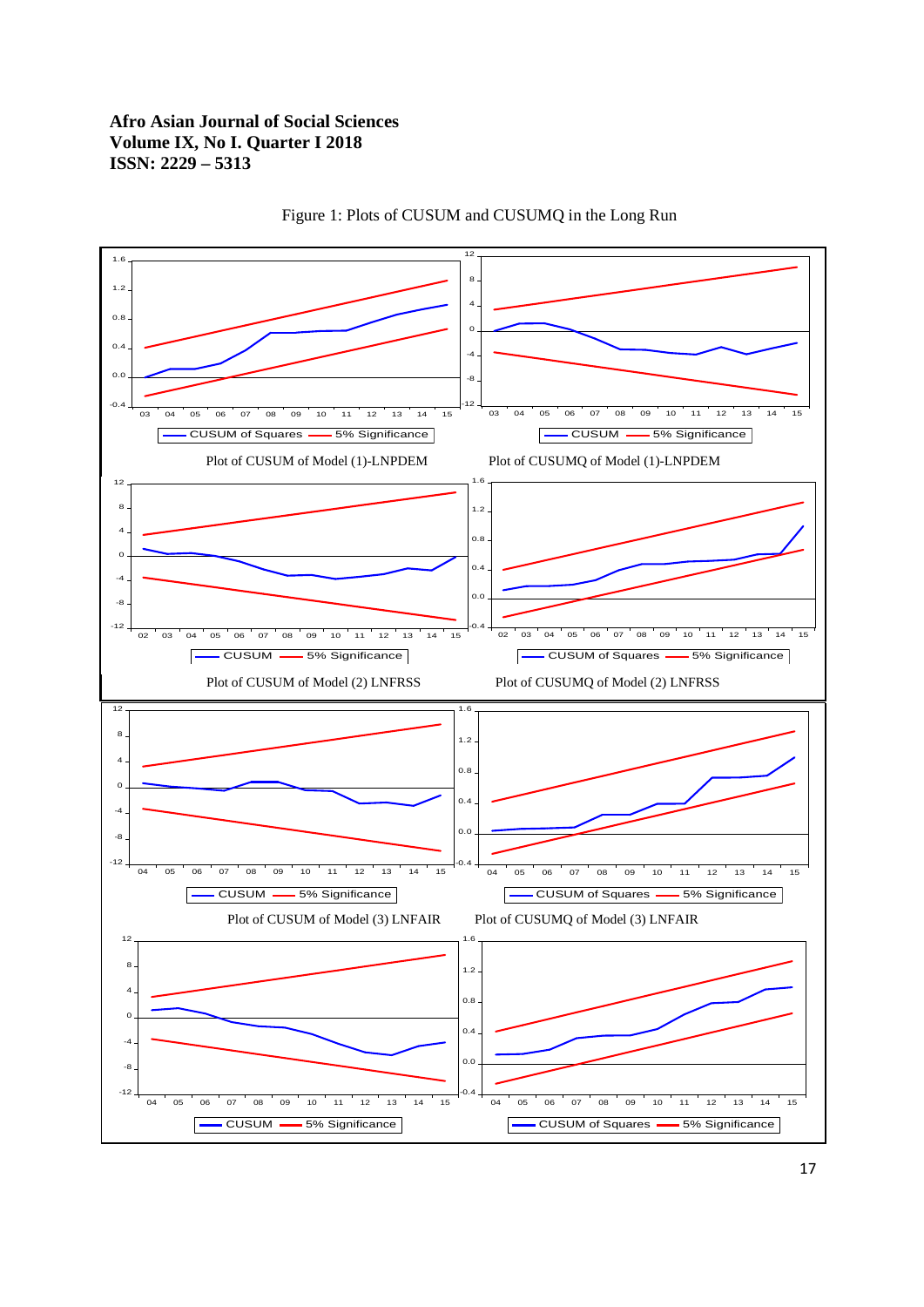Figure 1: Plots of CUSUM and CUSUMQ in the Long Run

1.6
1.2
0.8
0.4
0.0
-0.4
03 04 05 06 07 08 09 10 11 12 13 14 15
CUSUM of Squares 5% Significance

Plot of CUSUM of Model (1)-LNPDEM

12
8
4
0
-4
-8
-12
03 04 05 06 07 08 09 10 11 12 13 14 15
CUSUM 5% Significance

Plot of CUSUMQ of Model (1)-LNPDEM

12
8
4
0
-4
-8
-12
02 03 04 05 06 07 08 09 10 11 12 13 14 15
CUSUM 5% Significance

Plot of CUSUM of Model (2) LNFRSS

1.6
1.2
0.8
0.4
0.0
-0.4
02 03 04 05 06 07 08 09 10 11 12 13 14 15
CUSUM of Squares 5% Significance

Plot of CUSUMQ of Model (2) LNFRSS

12
8
4
0
-4
-8
-12
04 05 06 07 08 09 10 11 12 13 14 15
CUSUM 5% Significance

Plot of CUSUM of Model (3) LNFAIR

1.6
1.2
0.8
0.4
0.0
-0.4
04 05 06 07 08 09 10 11 12 13 14 15
CUSUM of Squares 5% Significance

Plot of CUSUMQ of Model (3) LNFAIR

12
8
4
0
-4
-8
-12
04 05 06 07 08 09 10 11 12 13 14 15
CUSUM 5% Significance

1.6
1.2
0.8
0.4
0.0
-0.4
04 05 06 07 08 09 10 11 12 13 14 15
CUSUM of Squares 5% Significance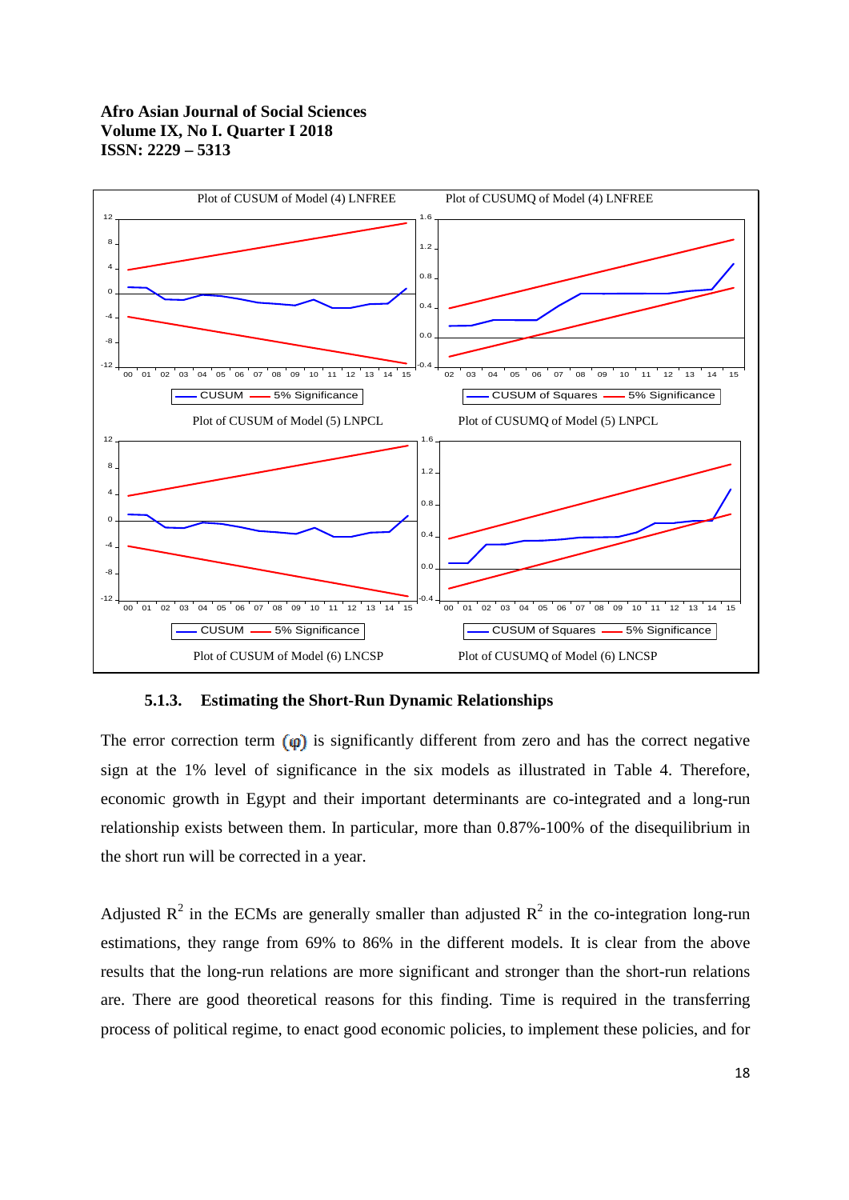Plot of CUSUM of Model (4) LNFREE

12
8
4
0
-4
-8
-12
00 01 02 03 04 05 06 07 08 09 10 11 12 13 14 15

CUSUM 5% Significance

Plot of CUSUMQ of Model (4) LNFREE

1.6
1.2
0.8
0.4
0.0
-0.4
02 03 04 05 06 07 08 09 10 11 12 13 14 15

CUSUM of Squares 5% Significance

Plot of CUSUM of Model (5) LNPCL

12
8
4
0
-4
-8
-12
00 01 02 03 04 05 06 07 08 09 10 11 12 13 14 15

CUSUM 5% Significance

Plot of CUSUMQ of Model (5) LNPCL

1.6
1.2
0.8
0.4
0.0
-0.4
00 01 02 03 04 05 06 07 08 09 10 11 12 13 14 15

CUSUM of Squares 5% Significance

Plot of CUSUM of Model (6) LNCSP

Plot of CUSUMQ of Model (6) LNCSP

### 5.1.3. Estimating the Short-Run Dynamic Relationships

The error correction term $(\varphi)$ is significantly different from zero and has the correct negative sign at the 1% level of significance in the six models as illustrated in Table 4. Therefore, economic growth in Egypt and their important determinants are co-integrated and a long-run relationship exists between them. In particular, more than 0.87%-100% of the disequilibrium in the short run will be corrected in a year.

Adjusted $R^2$ in the ECMs are generally smaller than adjusted $R^2$ in the co-integration long-run estimations, they range from 69% to 86% in the different models. It is clear from the above results that the long-run relations are more significant and stronger than the short-run relations are. There are good theoretical reasons for this finding. Time is required in the transferring process of political regime, to enact good economic policies, to implement these policies, and for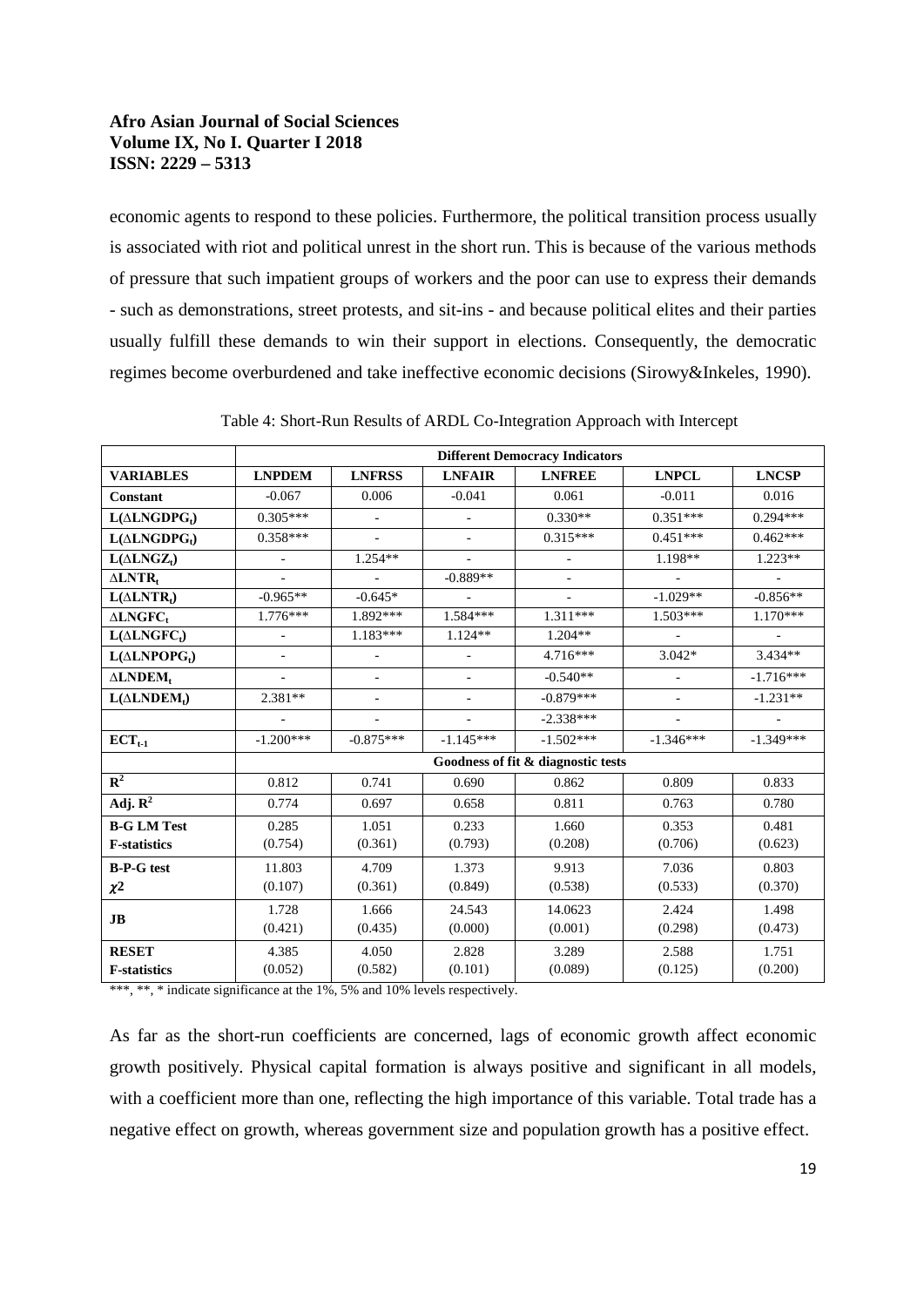economic agents to respond to these policies. Furthermore, the political transition process usually is associated with riot and political unrest in the short run. This is because of the various methods of pressure that such impatient groups of workers and the poor can use to express their demands - such as demonstrations, street protests, and sit-ins - and because political elites and their parties usually fulfill these demands to win their support in elections. Consequently, the democratic regimes become overburdened and take ineffective economic decisions (Sirowy&Inkeles, 1990).

Table 4: Short-Run Results of ARDL Co-Integration Approach with Intercept

| | Different Democracy Indicators | | | | | |
|---|---|---|---|---|---|---|
| **VARIABLES** | **LNPDEM** | **LNFRSS** | **LNFAIR** | **LNFREE** | **LNPCL** | **LNCSP** |
| **Constant** | -0.067 | 0.006 | -0.041 | 0.061 | -0.011 | 0.016 |
| **$L(\Delta LNGDPG_t)$** | 0.305*** | - | - | 0.330** | 0.351*** | 0.294*** |
| **$L(\Delta LNGDPG_t)$** | 0.358*** | - | - | 0.315*** | 0.451*** | 0.462*** |
| **$L(\Delta LNGZ_t)$** | - | 1.254** | - | - | 1.198** | 1.223** |
| **$\Delta LNTR_t$** | - | - | -0.889** | - | - | - |
| **$L(\Delta LNTR_t)$** | -0.965** | -0.645* | - | - | -1.029** | -0.856** |
| **$\Delta LNGFC_t$** | 1.776*** | 1.892*** | 1.584*** | 1.311*** | 1.503*** | 1.170*** |
| **$L(\Delta LNGFC_t)$** | - | 1.183*** | 1.124** | 1.204** | - | - |
| **$L(\Delta LNPOPG_t)$** | - | - | - | 4.716*** | 3.042* | 3.434** |
| **$\Delta LNDEM_t$** | - | - | - | -0.540** | - | -1.716*** |
| **$L(\Delta LNDEM_t)$** | 2.381** | - | - | -0.879*** | - | -1.231** |
| | - | - | - | -2.338*** | - | - |
| **$ECT_{t-1}$** | -1.200*** | -0.875*** | -1.145*** | -1.502*** | -1.346*** | -1.349*** |
| | Goodness of fit & diagnostic tests | | | | | |
| **$R^2$** | 0.812 | 0.741 | 0.690 | 0.862 | 0.809 | 0.833 |
| **Adj. $R^2$** | 0.774 | 0.697 | 0.658 | 0.811 | 0.763 | 0.780 |
| **B-G LM Test F-statistics** | 0.285 (0.754) | 1.051 (0.361) | 0.233 (0.793) | 1.660 (0.208) | 0.353 (0.706) | 0.481 (0.623) |
| **B-P-G test $\chi 2$** | 11.803 (0.107) | 4.709 (0.361) | 1.373 (0.849) | 9.913 (0.538) | 7.036 (0.533) | 0.803 (0.370) |
| **JB** | 1.728 (0.421) | 1.666 (0.435) | 24.543 (0.000) | 14.0623 (0.001) | 2.424 (0.298) | 1.498 (0.473) |
| **RESET F-statistics** | 4.385 (0.052) | 4.050 (0.582) | 2.828 (0.101) | 3.289 (0.089) | 2.588 (0.125) | 1.751 (0.200) |

***, **, * indicate significance at the 1%, 5% and 10% levels respectively.

As far as the short-run coefficients are concerned, lags of economic growth affect economic growth positively. Physical capital formation is always positive and significant in all models, with a coefficient more than one, reflecting the high importance of this variable. Total trade has a negative effect on growth, whereas government size and population growth has a positive effect.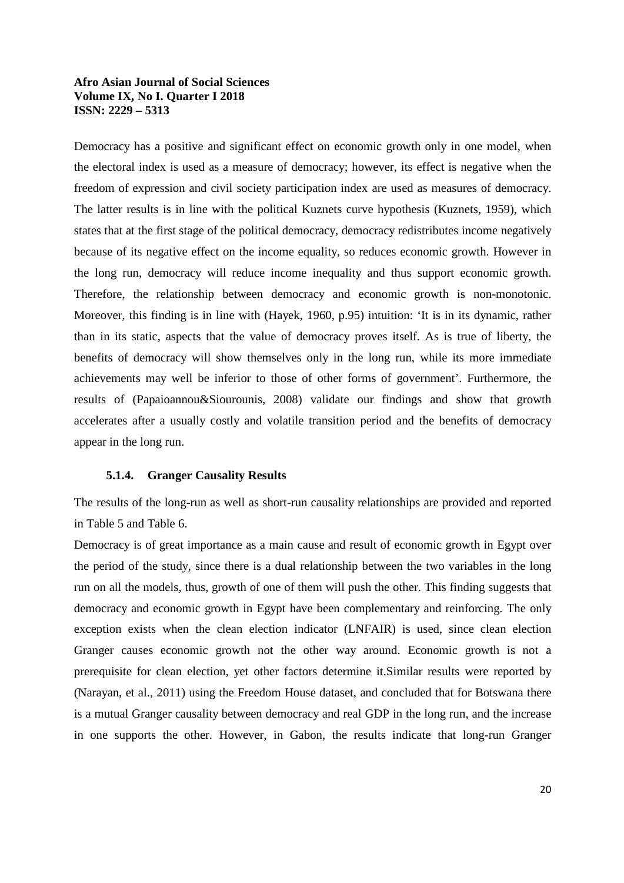Democracy has a positive and significant effect on economic growth only in one model, when the electoral index is used as a measure of democracy; however, its effect is negative when the freedom of expression and civil society participation index are used as measures of democracy. The latter results is in line with the political Kuznets curve hypothesis (Kuznets, 1959), which states that at the first stage of the political democracy, democracy redistributes income negatively because of its negative effect on the income equality, so reduces economic growth. However in the long run, democracy will reduce income inequality and thus support economic growth. Therefore, the relationship between democracy and economic growth is non-monotonic. Moreover, this finding is in line with (Hayek, 1960, p.95) intuition: 'It is in its dynamic, rather than in its static, aspects that the value of democracy proves itself. As is true of liberty, the benefits of democracy will show themselves only in the long run, while its more immediate achievements may well be inferior to those of other forms of government'. Furthermore, the results of (Papaioannou&Siourounis, 2008) validate our findings and show that growth accelerates after a usually costly and volatile transition period and the benefits of democracy appear in the long run.

#### 5.1.4. Granger Causality Results

The results of the long-run as well as short-run causality relationships are provided and reported in Table 5 and Table 6.

Democracy is of great importance as a main cause and result of economic growth in Egypt over the period of the study, since there is a dual relationship between the two variables in the long run on all the models, thus, growth of one of them will push the other. This finding suggests that democracy and economic growth in Egypt have been complementary and reinforcing. The only exception exists when the clean election indicator (LNFAIR) is used, since clean election Granger causes economic growth not the other way around. Economic growth is not a prerequisite for clean election, yet other factors determine it.Similar results were reported by (Narayan, et al., 2011) using the Freedom House dataset, and concluded that for Botswana there is a mutual Granger causality between democracy and real GDP in the long run, and the increase in one supports the other. However, in Gabon, the results indicate that long-run Granger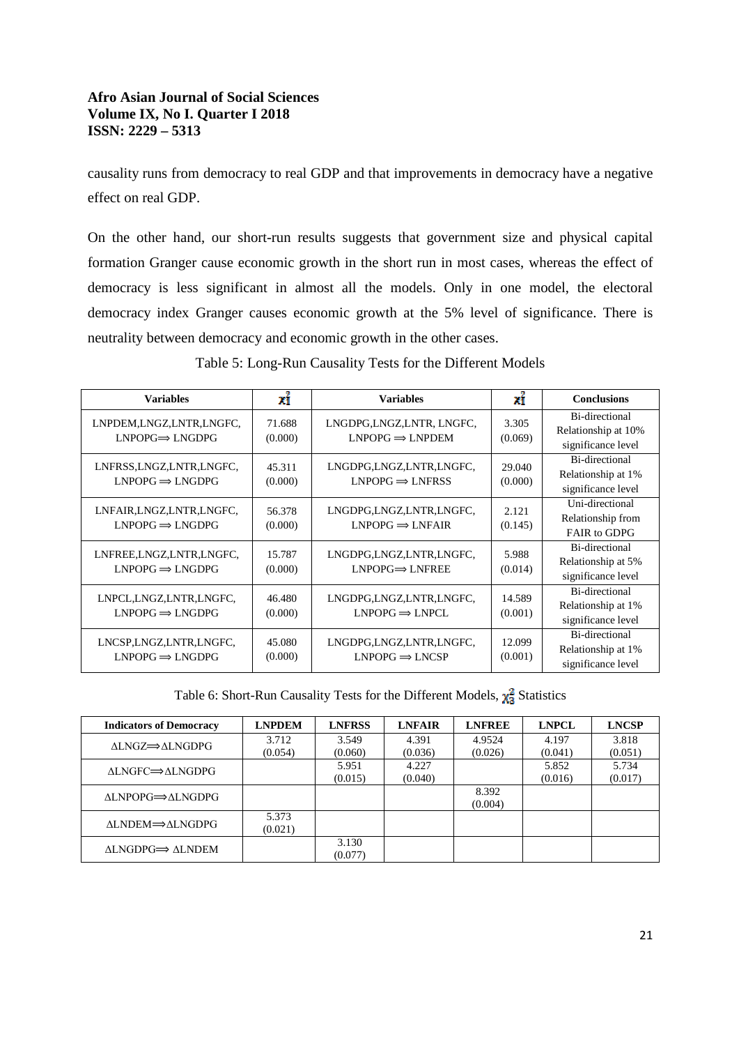causality runs from democracy to real GDP and that improvements in democracy have a negative effect on real GDP.

On the other hand, our short-run results suggests that government size and physical capital formation Granger cause economic growth in the short run in most cases, whereas the effect of democracy is less significant in almost all the models. Only in one model, the electoral democracy index Granger causes economic growth at the 5% level of significance. There is neutrality between democracy and economic growth in the other cases.

Table 5: Long-Run Causality Tests for the Different Models

| Variables | $\chi^2_1$ | Variables | $\chi^2_1$ | Conclusions |
|---|---|---|---|---|
| LNPDEM,LNGZ,LNTR,LNGFC, LNPOPG⟹ LNGDPG | 71.688 (0.000) | LNGDPG,LNGZ,LNTR, LNGFC, LNPOPG ⟹ LNPDEM | 3.305 (0.069) | Bi-directional Relationship at 10% significance level |
| LNFRSS,LNGZ,LNTR,LNGFC, LNPOPG ⟹ LNGDPG | 45.311 (0.000) | LNGDPG,LNGZ,LNTR,LNGFC, LNPOPG ⟹ LNFRSS | 29.040 (0.000) | Bi-directional Relationship at 1% significance level |
| LNFAIR,LNGZ,LNTR,LNGFC, LNPOPG ⟹ LNGDPG | 56.378 (0.000) | LNGDPG,LNGZ,LNTR,LNGFC, LNPOPG ⟹ LNFAIR | 2.121 (0.145) | Uni-directional Relationship from FAIR to GDPG |
| LNFREE,LNGZ,LNTR,LNGFC, LNPOPG ⟹ LNGDPG | 15.787 (0.000) | LNGDPG,LNGZ,LNTR,LNGFC, LNPOPG⟹ LNFREE | 5.988 (0.014) | Bi-directional Relationship at 5% significance level |
| LNPCL,LNGZ,LNTR,LNGFC, LNPOPG ⟹ LNGDPG | 46.480 (0.000) | LNGDPG,LNGZ,LNTR,LNGFC, LNPOPG ⟹ LNPCL | 14.589 (0.001) | Bi-directional Relationship at 1% significance level |
| LNCSP,LNGZ,LNTR,LNGFC, LNPOPG ⟹ LNGDPG | 45.080 (0.000) | LNGDPG,LNGZ,LNTR,LNGFC, LNPOPG ⟹ LNCSP | 12.099 (0.001) | Bi-directional Relationship at 1% significance level |

Table 6: Short-Run Causality Tests for the Different Models, $\chi^2_3$ Statistics

| Indicators of Democracy | LNPDEM | LNFRSS | LNFAIR | LNFREE | LNPCL | LNCSP |
|---|---|---|---|---|---|---|
| ΔLNGZ⟹ΔLNGDPG | 3.712 (0.054) | 3.549 (0.060) | 4.391 (0.036) | 4.9524 (0.026) | 4.197 (0.041) | 3.818 (0.051) |
| ΔLNGFC⟹ΔLNGDPG | | 5.951 (0.015) | 4.227 (0.040) | | 5.852 (0.016) | 5.734 (0.017) |
| ΔLNPOPG⟹ΔLNGDPG | | | | 8.392 (0.004) | | |
| ΔLNDEM⟹ΔLNGDPG | 5.373 (0.021) | | | | | |
| ΔLNGDPG⟹ ΔLNDEM | | 3.130 (0.077) | | | | |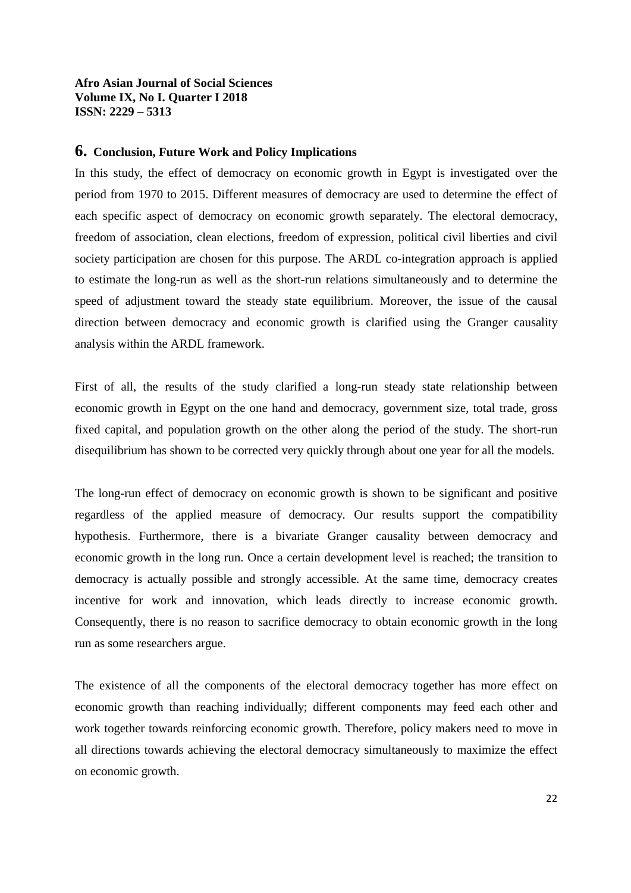## 6. Conclusion, Future Work and Policy Implications

In this study, the effect of democracy on economic growth in Egypt is investigated over the period from 1970 to 2015. Different measures of democracy are used to determine the effect of each specific aspect of democracy on economic growth separately. The electoral democracy, freedom of association, clean elections, freedom of expression, political civil liberties and civil society participation are chosen for this purpose. The ARDL co-integration approach is applied to estimate the long-run as well as the short-run relations simultaneously and to determine the speed of adjustment toward the steady state equilibrium. Moreover, the issue of the causal direction between democracy and economic growth is clarified using the Granger causality analysis within the ARDL framework.

First of all, the results of the study clarified a long-run steady state relationship between economic growth in Egypt on the one hand and democracy, government size, total trade, gross fixed capital, and population growth on the other along the period of the study. The short-run disequilibrium has shown to be corrected very quickly through about one year for all the models.

The long-run effect of democracy on economic growth is shown to be significant and positive regardless of the applied measure of democracy. Our results support the compatibility hypothesis. Furthermore, there is a bivariate Granger causality between democracy and economic growth in the long run. Once a certain development level is reached; the transition to democracy is actually possible and strongly accessible. At the same time, democracy creates incentive for work and innovation, which leads directly to increase economic growth. Consequently, there is no reason to sacrifice democracy to obtain economic growth in the long run as some researchers argue.

The existence of all the components of the electoral democracy together has more effect on economic growth than reaching individually; different components may feed each other and work together towards reinforcing economic growth. Therefore, policy makers need to move in all directions towards achieving the electoral democracy simultaneously to maximize the effect on economic growth.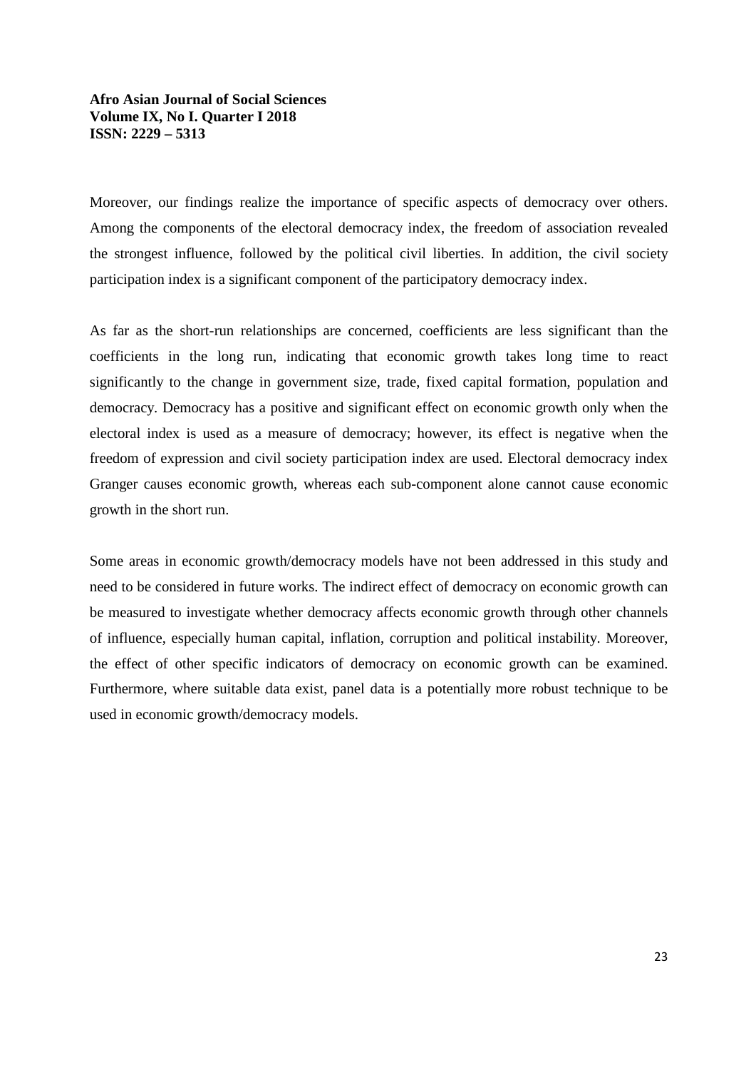Moreover, our findings realize the importance of specific aspects of democracy over others. Among the components of the electoral democracy index, the freedom of association revealed the strongest influence, followed by the political civil liberties. In addition, the civil society participation index is a significant component of the participatory democracy index.

As far as the short-run relationships are concerned, coefficients are less significant than the coefficients in the long run, indicating that economic growth takes long time to react significantly to the change in government size, trade, fixed capital formation, population and democracy. Democracy has a positive and significant effect on economic growth only when the electoral index is used as a measure of democracy; however, its effect is negative when the freedom of expression and civil society participation index are used. Electoral democracy index Granger causes economic growth, whereas each sub-component alone cannot cause economic growth in the short run.

Some areas in economic growth/democracy models have not been addressed in this study and need to be considered in future works. The indirect effect of democracy on economic growth can be measured to investigate whether democracy affects economic growth through other channels of influence, especially human capital, inflation, corruption and political instability. Moreover, the effect of other specific indicators of democracy on economic growth can be examined. Furthermore, where suitable data exist, panel data is a potentially more robust technique to be used in economic growth/democracy models.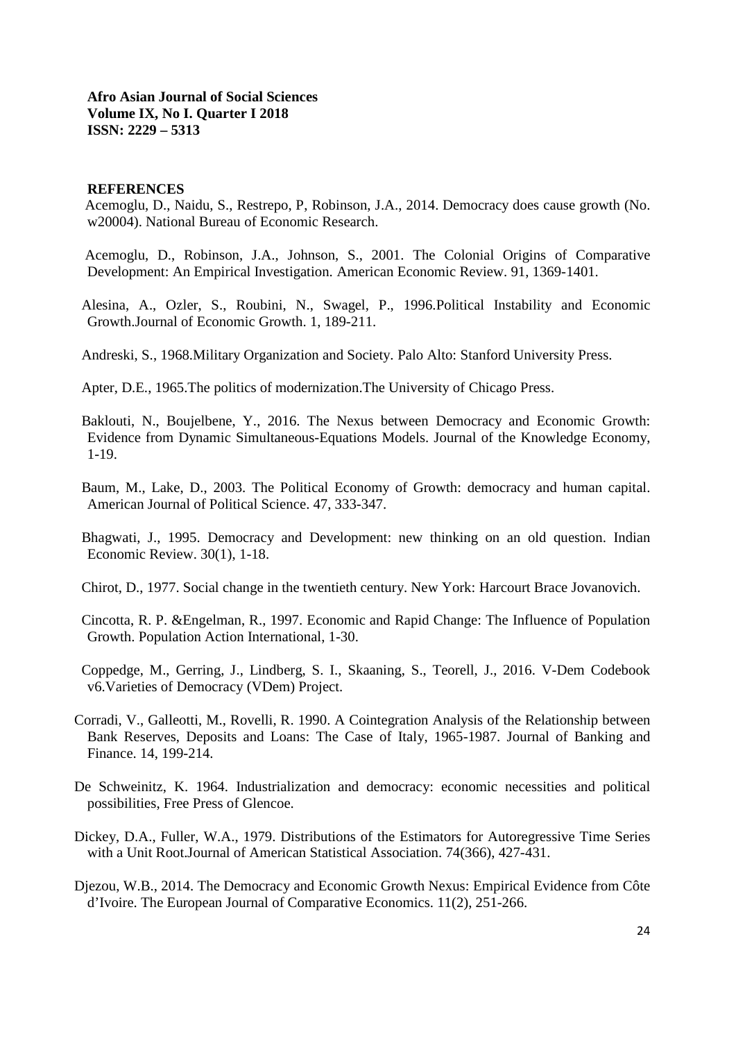**REFERENCES**

Acemoglu, D., Naidu, S., Restrepo, P, Robinson, J.A., 2014. Democracy does cause growth (No. w20004). National Bureau of Economic Research.

Acemoglu, D., Robinson, J.A., Johnson, S., 2001. The Colonial Origins of Comparative Development: An Empirical Investigation. American Economic Review. 91, 1369-1401.

Alesina, A., Ozler, S., Roubini, N., Swagel, P., 1996.Political Instability and Economic Growth.Journal of Economic Growth. 1, 189-211.

Andreski, S., 1968.Military Organization and Society. Palo Alto: Stanford University Press.

Apter, D.E., 1965.The politics of modernization.The University of Chicago Press.

Baklouti, N., Boujelbene, Y., 2016. The Nexus between Democracy and Economic Growth: Evidence from Dynamic Simultaneous-Equations Models. Journal of the Knowledge Economy, 1-19.

Baum, M., Lake, D., 2003. The Political Economy of Growth: democracy and human capital. American Journal of Political Science. 47, 333-347.

Bhagwati, J., 1995. Democracy and Development: new thinking on an old question. Indian Economic Review. 30(1), 1-18.

Chirot, D., 1977. Social change in the twentieth century. New York: Harcourt Brace Jovanovich.

Cincotta, R. P. &Engelman, R., 1997. Economic and Rapid Change: The Influence of Population Growth. Population Action International, 1-30.

Coppedge, M., Gerring, J., Lindberg, S. I., Skaaning, S., Teorell, J., 2016. V-Dem Codebook v6.Varieties of Democracy (VDem) Project.

Corradi, V., Galleotti, M., Rovelli, R. 1990. A Cointegration Analysis of the Relationship between Bank Reserves, Deposits and Loans: The Case of Italy, 1965-1987. Journal of Banking and Finance. 14, 199-214.

De Schweinitz, K. 1964. Industrialization and democracy: economic necessities and political possibilities, Free Press of Glencoe.

Dickey, D.A., Fuller, W.A., 1979. Distributions of the Estimators for Autoregressive Time Series with a Unit Root.Journal of American Statistical Association. 74(366), 427-431.

Djezou, W.B., 2014. The Democracy and Economic Growth Nexus: Empirical Evidence from Côte d'Ivoire. The European Journal of Comparative Economics. 11(2), 251-266.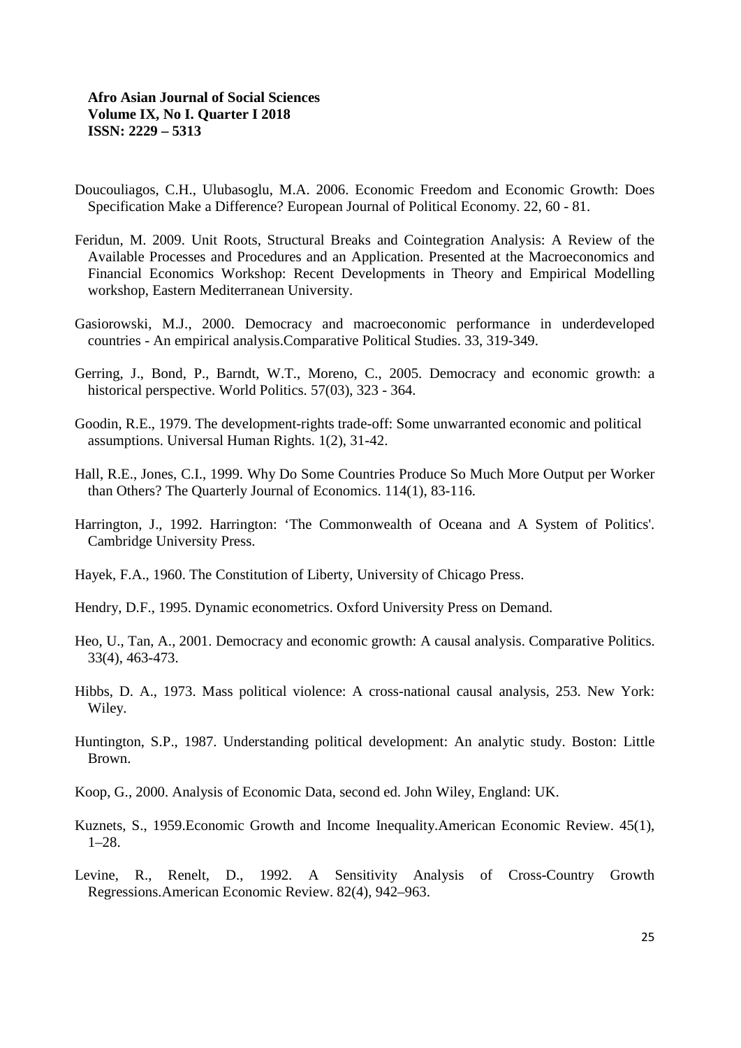Doucouliagos, C.H., Ulubasoglu, M.A. 2006. Economic Freedom and Economic Growth: Does Specification Make a Difference? European Journal of Political Economy. 22, 60 - 81.

Feridun, M. 2009. Unit Roots, Structural Breaks and Cointegration Analysis: A Review of the Available Processes and Procedures and an Application. Presented at the Macroeconomics and Financial Economics Workshop: Recent Developments in Theory and Empirical Modelling workshop, Eastern Mediterranean University.

Gasiorowski, M.J., 2000. Democracy and macroeconomic performance in underdeveloped countries - An empirical analysis.Comparative Political Studies. 33, 319-349.

Gerring, J., Bond, P., Barndt, W.T., Moreno, C., 2005. Democracy and economic growth: a historical perspective. World Politics. 57(03), 323 - 364.

Goodin, R.E., 1979. The development-rights trade-off: Some unwarranted economic and political assumptions. Universal Human Rights. 1(2), 31-42.

Hall, R.E., Jones, C.I., 1999. Why Do Some Countries Produce So Much More Output per Worker than Others? The Quarterly Journal of Economics. 114(1), 83-116.

Harrington, J., 1992. Harrington: 'The Commonwealth of Oceana and A System of Politics'. Cambridge University Press.

Hayek, F.A., 1960. The Constitution of Liberty, University of Chicago Press.

Hendry, D.F., 1995. Dynamic econometrics. Oxford University Press on Demand.

Heo, U., Tan, A., 2001. Democracy and economic growth: A causal analysis. Comparative Politics. 33(4), 463-473.

Hibbs, D. A., 1973. Mass political violence: A cross-national causal analysis, 253. New York: Wiley.

Huntington, S.P., 1987. Understanding political development: An analytic study. Boston: Little Brown.

Koop, G., 2000. Analysis of Economic Data, second ed. John Wiley, England: UK.

Kuznets, S., 1959.Economic Growth and Income Inequality.American Economic Review. 45(1), 1–28.

Levine, R., Renelt, D., 1992. A Sensitivity Analysis of Cross-Country Growth Regressions.American Economic Review. 82(4), 942–963.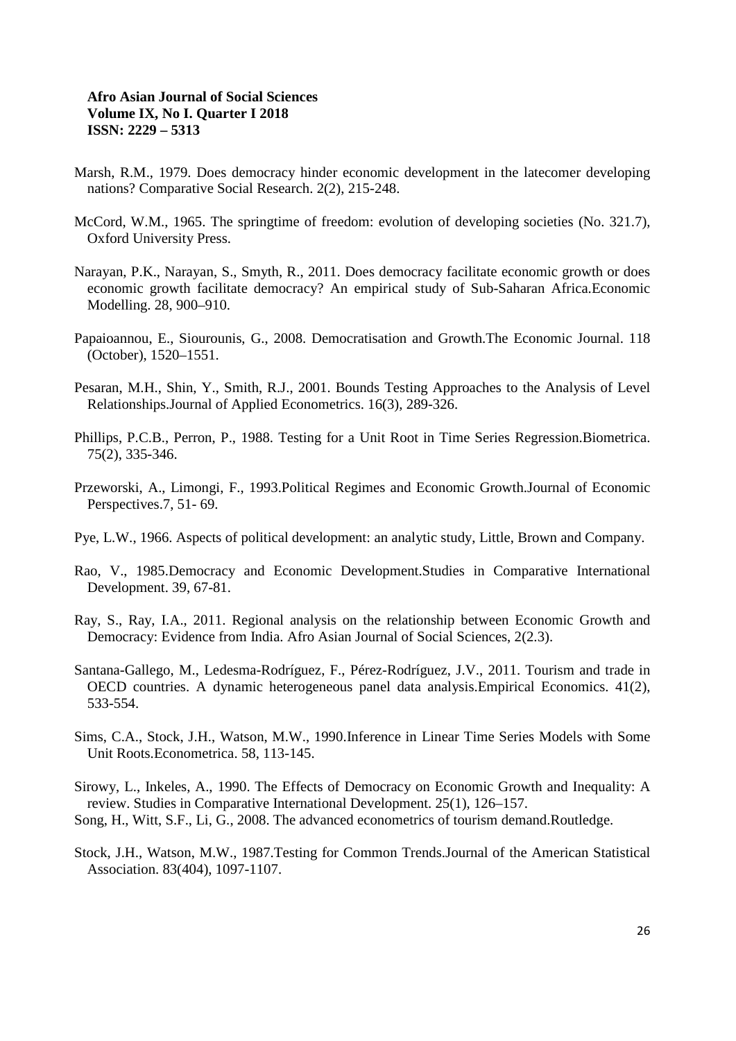Marsh, R.M., 1979. Does democracy hinder economic development in the latecomer developing nations? Comparative Social Research. 2(2), 215-248.

McCord, W.M., 1965. The springtime of freedom: evolution of developing societies (No. 321.7), Oxford University Press.

Narayan, P.K., Narayan, S., Smyth, R., 2011. Does democracy facilitate economic growth or does economic growth facilitate democracy? An empirical study of Sub-Saharan Africa.Economic Modelling. 28, 900–910.

Papaioannou, E., Siourounis, G., 2008. Democratisation and Growth.The Economic Journal. 118 (October), 1520–1551.

Pesaran, M.H., Shin, Y., Smith, R.J., 2001. Bounds Testing Approaches to the Analysis of Level Relationships.Journal of Applied Econometrics. 16(3), 289-326.

Phillips, P.C.B., Perron, P., 1988. Testing for a Unit Root in Time Series Regression.Biometrica. 75(2), 335-346.

Przeworski, A., Limongi, F., 1993.Political Regimes and Economic Growth.Journal of Economic Perspectives.7, 51- 69.

Pye, L.W., 1966. Aspects of political development: an analytic study, Little, Brown and Company.

Rao, V., 1985.Democracy and Economic Development.Studies in Comparative International Development. 39, 67-81.

Ray, S., Ray, I.A., 2011. Regional analysis on the relationship between Economic Growth and Democracy: Evidence from India. Afro Asian Journal of Social Sciences, 2(2.3).

Santana-Gallego, M., Ledesma-Rodríguez, F., Pérez-Rodríguez, J.V., 2011. Tourism and trade in OECD countries. A dynamic heterogeneous panel data analysis.Empirical Economics. 41(2), 533-554.

Sims, C.A., Stock, J.H., Watson, M.W., 1990.Inference in Linear Time Series Models with Some Unit Roots.Econometrica. 58, 113-145.

Sirowy, L., Inkeles, A., 1990. The Effects of Democracy on Economic Growth and Inequality: A review. Studies in Comparative International Development. 25(1), 126–157.

Song, H., Witt, S.F., Li, G., 2008. The advanced econometrics of tourism demand.Routledge.

Stock, J.H., Watson, M.W., 1987.Testing for Common Trends.Journal of the American Statistical Association. 83(404), 1097-1107.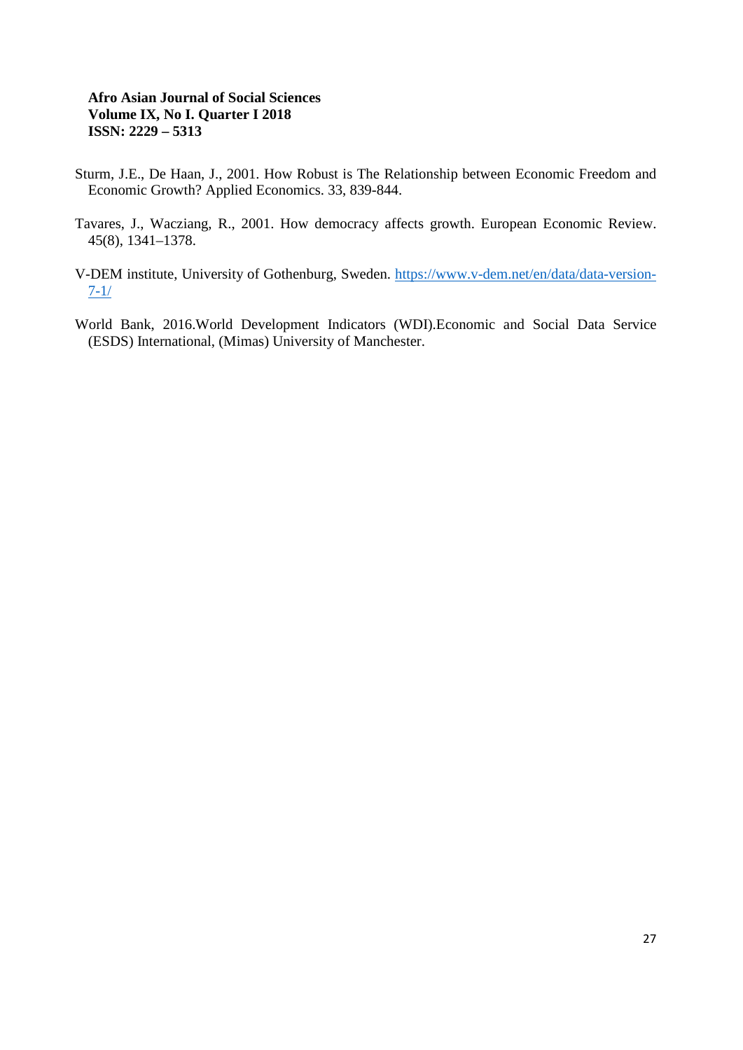Sturm, J.E., De Haan, J., 2001. How Robust is The Relationship between Economic Freedom and Economic Growth? Applied Economics. 33, 839-844.

Tavares, J., Wacziang, R., 2001. How democracy affects growth. European Economic Review. 45(8), 1341–1378.

V-DEM institute, University of Gothenburg, Sweden. https://www.v-dem.net/en/data/data-version-7-1/

World Bank, 2016.World Development Indicators (WDI).Economic and Social Data Service (ESDS) International, (Mimas) University of Manchester.